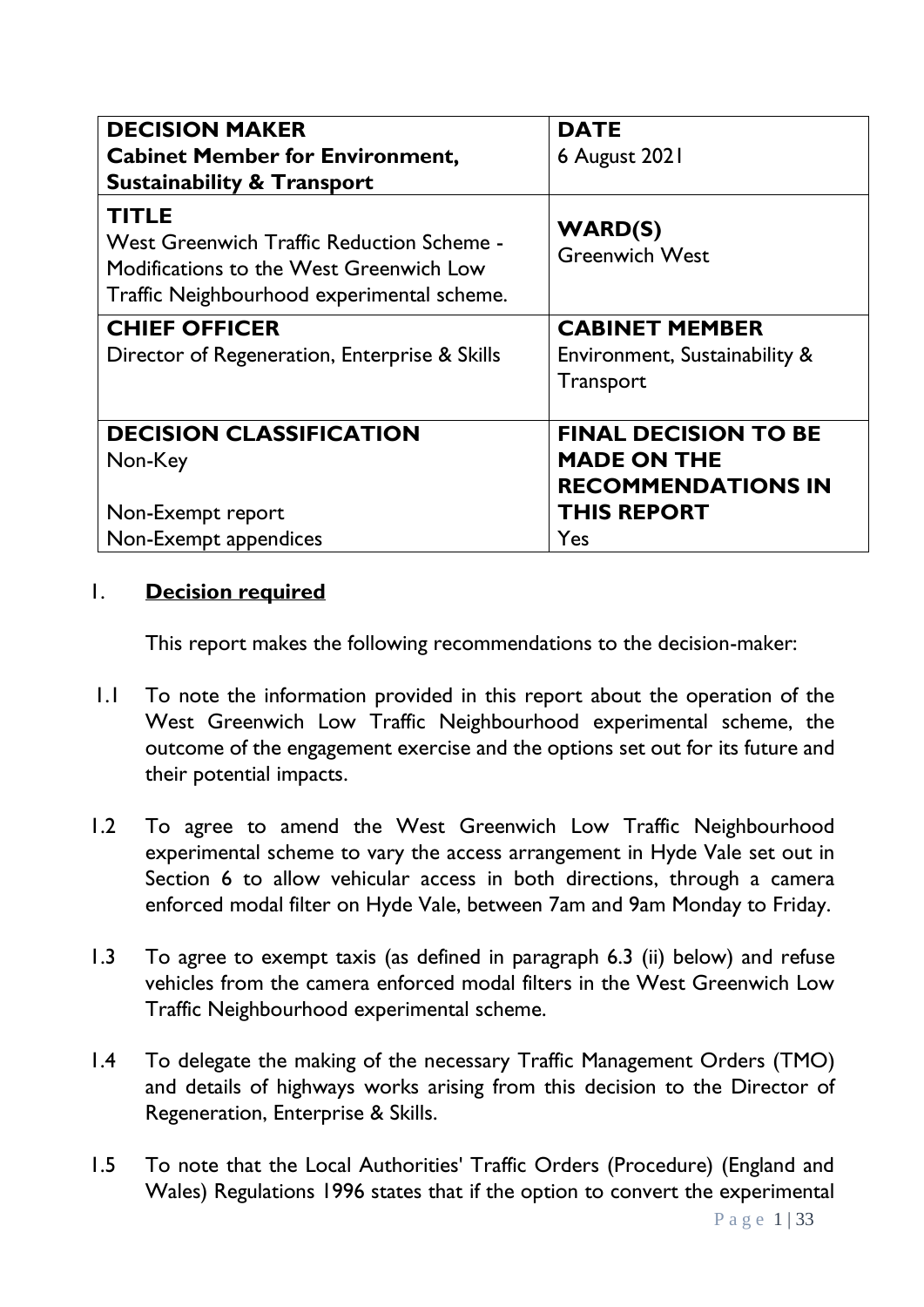| **DECISION MAKER**<br>**Cabinet Member for Environment, Sustainability & Transport** | **DATE**<br>6 August 2021 |
|---|---|
| **TITLE**<br>West Greenwich Traffic Reduction Scheme - Modifications to the West Greenwich Low Traffic Neighbourhood experimental scheme. | **WARD(S)**<br>Greenwich West |
| **CHIEF OFFICER**<br>Director of Regeneration, Enterprise & Skills | **CABINET MEMBER**<br>Environment, Sustainability & Transport |
| **DECISION CLASSIFICATION**<br>Non-Key<br><br>Non-Exempt report<br>Non-Exempt appendices | **FINAL DECISION TO BE MADE ON THE RECOMMENDATIONS IN THIS REPORT**<br>Yes |

## 1. Decision required

This report makes the following recommendations to the decision-maker:

1.1 To note the information provided in this report about the operation of the West Greenwich Low Traffic Neighbourhood experimental scheme, the outcome of the engagement exercise and the options set out for its future and their potential impacts.

1.2 To agree to amend the West Greenwich Low Traffic Neighbourhood experimental scheme to vary the access arrangement in Hyde Vale set out in Section 6 to allow vehicular access in both directions, through a camera enforced modal filter on Hyde Vale, between 7am and 9am Monday to Friday.

1.3 To agree to exempt taxis (as defined in paragraph 6.3 (ii) below) and refuse vehicles from the camera enforced modal filters in the West Greenwich Low Traffic Neighbourhood experimental scheme.

1.4 To delegate the making of the necessary Traffic Management Orders (TMO) and details of highways works arising from this decision to the Director of Regeneration, Enterprise & Skills.

1.5 To note that the Local Authorities' Traffic Orders (Procedure) (England and Wales) Regulations 1996 states that if the option to convert the experimental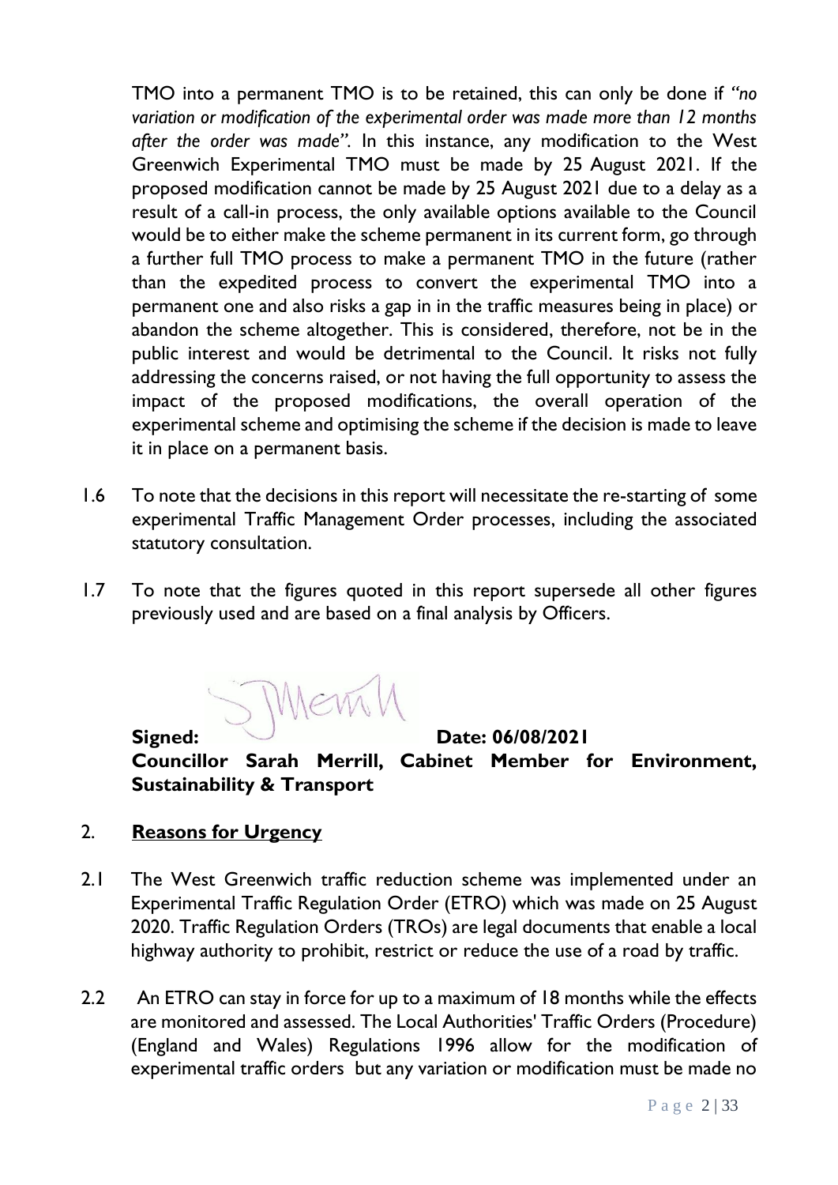TMO into a permanent TMO is to be retained, this can only be done if *"no variation or modification of the experimental order was made more than 12 months after the order was made"*. In this instance, any modification to the West Greenwich Experimental TMO must be made by 25 August 2021. If the proposed modification cannot be made by 25 August 2021 due to a delay as a result of a call-in process, the only available options available to the Council would be to either make the scheme permanent in its current form, go through a further full TMO process to make a permanent TMO in the future (rather than the expedited process to convert the experimental TMO into a permanent one and also risks a gap in in the traffic measures being in place) or abandon the scheme altogether. This is considered, therefore, not be in the public interest and would be detrimental to the Council. It risks not fully addressing the concerns raised, or not having the full opportunity to assess the impact of the proposed modifications, the overall operation of the experimental scheme and optimising the scheme if the decision is made to leave it in place on a permanent basis.

1.6 To note that the decisions in this report will necessitate the re-starting of some experimental Traffic Management Order processes, including the associated statutory consultation.

1.7 To note that the figures quoted in this report supersede all other figures previously used and are based on a final analysis by Officers.

**Signed:** **Date: 06/08/2021**

**Councillor Sarah Merrill, Cabinet Member for Environment, Sustainability & Transport**

## 2. Reasons for Urgency

2.1 The West Greenwich traffic reduction scheme was implemented under an Experimental Traffic Regulation Order (ETRO) which was made on 25 August 2020. Traffic Regulation Orders (TROs) are legal documents that enable a local highway authority to prohibit, restrict or reduce the use of a road by traffic.

2.2 An ETRO can stay in force for up to a maximum of 18 months while the effects are monitored and assessed. The Local Authorities' Traffic Orders (Procedure) (England and Wales) Regulations 1996 allow for the modification of experimental traffic orders but any variation or modification must be made no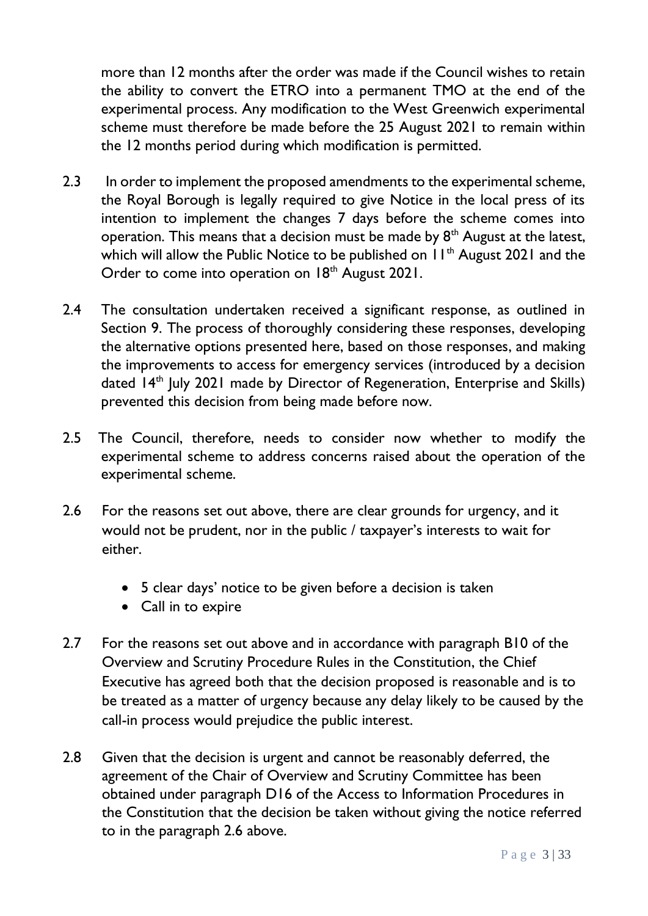more than 12 months after the order was made if the Council wishes to retain the ability to convert the ETRO into a permanent TMO at the end of the experimental process. Any modification to the West Greenwich experimental scheme must therefore be made before the 25 August 2021 to remain within the 12 months period during which modification is permitted.

2.3 In order to implement the proposed amendments to the experimental scheme, the Royal Borough is legally required to give Notice in the local press of its intention to implement the changes 7 days before the scheme comes into operation. This means that a decision must be made by 8th August at the latest, which will allow the Public Notice to be published on 11th August 2021 and the Order to come into operation on 18th August 2021.

2.4 The consultation undertaken received a significant response, as outlined in Section 9. The process of thoroughly considering these responses, developing the alternative options presented here, based on those responses, and making the improvements to access for emergency services (introduced by a decision dated 14th July 2021 made by Director of Regeneration, Enterprise and Skills) prevented this decision from being made before now.

2.5 The Council, therefore, needs to consider now whether to modify the experimental scheme to address concerns raised about the operation of the experimental scheme.

2.6 For the reasons set out above, there are clear grounds for urgency, and it would not be prudent, nor in the public / taxpayer's interests to wait for either.

- 5 clear days' notice to be given before a decision is taken
- Call in to expire

2.7 For the reasons set out above and in accordance with paragraph B10 of the Overview and Scrutiny Procedure Rules in the Constitution, the Chief Executive has agreed both that the decision proposed is reasonable and is to be treated as a matter of urgency because any delay likely to be caused by the call-in process would prejudice the public interest.

2.8 Given that the decision is urgent and cannot be reasonably deferred, the agreement of the Chair of Overview and Scrutiny Committee has been obtained under paragraph D16 of the Access to Information Procedures in the Constitution that the decision be taken without giving the notice referred to in the paragraph 2.6 above.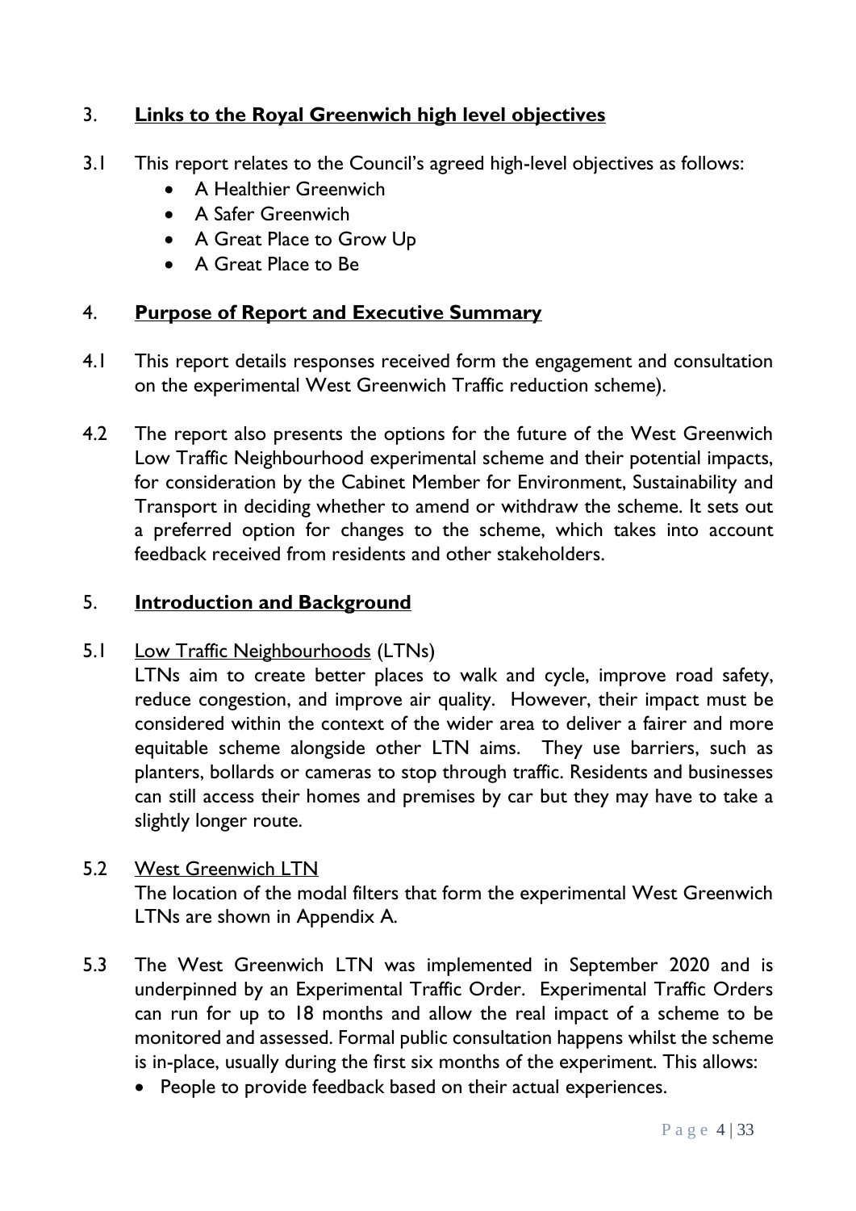## 3. **Links to the Royal Greenwich high level objectives**

3.1 This report relates to the Council's agreed high-level objectives as follows:

- A Healthier Greenwich
- A Safer Greenwich
- A Great Place to Grow Up
- A Great Place to Be

## 4. **Purpose of Report and Executive Summary**

4.1 This report details responses received form the engagement and consultation on the experimental West Greenwich Traffic reduction scheme).

4.2 The report also presents the options for the future of the West Greenwich Low Traffic Neighbourhood experimental scheme and their potential impacts, for consideration by the Cabinet Member for Environment, Sustainability and Transport in deciding whether to amend or withdraw the scheme. It sets out a preferred option for changes to the scheme, which takes into account feedback received from residents and other stakeholders.

## 5. **Introduction and Background**

5.1 Low Traffic Neighbourhoods (LTNs)

LTNs aim to create better places to walk and cycle, improve road safety, reduce congestion, and improve air quality. However, their impact must be considered within the context of the wider area to deliver a fairer and more equitable scheme alongside other LTN aims. They use barriers, such as planters, bollards or cameras to stop through traffic. Residents and businesses can still access their homes and premises by car but they may have to take a slightly longer route.

5.2 West Greenwich LTN

The location of the modal filters that form the experimental West Greenwich LTNs are shown in Appendix A.

5.3 The West Greenwich LTN was implemented in September 2020 and is underpinned by an Experimental Traffic Order. Experimental Traffic Orders can run for up to 18 months and allow the real impact of a scheme to be monitored and assessed. Formal public consultation happens whilst the scheme is in-place, usually during the first six months of the experiment. This allows:

- People to provide feedback based on their actual experiences.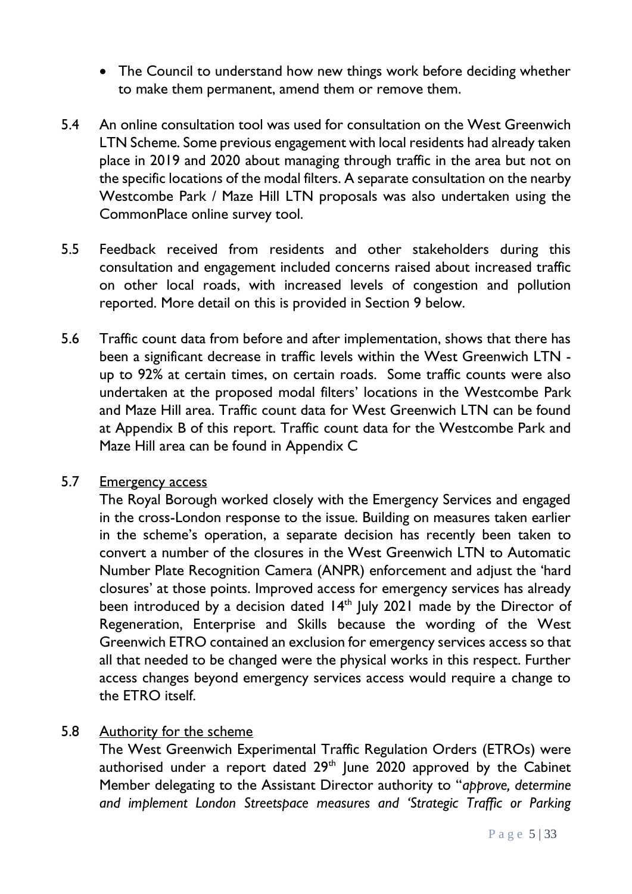- The Council to understand how new things work before deciding whether to make them permanent, amend them or remove them.

5.4 An online consultation tool was used for consultation on the West Greenwich LTN Scheme. Some previous engagement with local residents had already taken place in 2019 and 2020 about managing through traffic in the area but not on the specific locations of the modal filters. A separate consultation on the nearby Westcombe Park / Maze Hill LTN proposals was also undertaken using the CommonPlace online survey tool.

5.5 Feedback received from residents and other stakeholders during this consultation and engagement included concerns raised about increased traffic on other local roads, with increased levels of congestion and pollution reported. More detail on this is provided in Section 9 below.

5.6 Traffic count data from before and after implementation, shows that there has been a significant decrease in traffic levels within the West Greenwich LTN - up to 92% at certain times, on certain roads. Some traffic counts were also undertaken at the proposed modal filters' locations in the Westcombe Park and Maze Hill area. Traffic count data for West Greenwich LTN can be found at Appendix B of this report. Traffic count data for the Westcombe Park and Maze Hill area can be found in Appendix C

5.7 <u>Emergency access</u>

The Royal Borough worked closely with the Emergency Services and engaged in the cross-London response to the issue. Building on measures taken earlier in the scheme's operation, a separate decision has recently been taken to convert a number of the closures in the West Greenwich LTN to Automatic Number Plate Recognition Camera (ANPR) enforcement and adjust the 'hard closures' at those points. Improved access for emergency services has already been introduced by a decision dated 14th July 2021 made by the Director of Regeneration, Enterprise and Skills because the wording of the West Greenwich ETRO contained an exclusion for emergency services access so that all that needed to be changed were the physical works in this respect. Further access changes beyond emergency services access would require a change to the ETRO itself.

5.8 <u>Authority for the scheme</u>

The West Greenwich Experimental Traffic Regulation Orders (ETROs) were authorised under a report dated 29th June 2020 approved by the Cabinet Member delegating to the Assistant Director authority to "*approve, determine and implement London Streetspace measures and 'Strategic Traffic or Parking*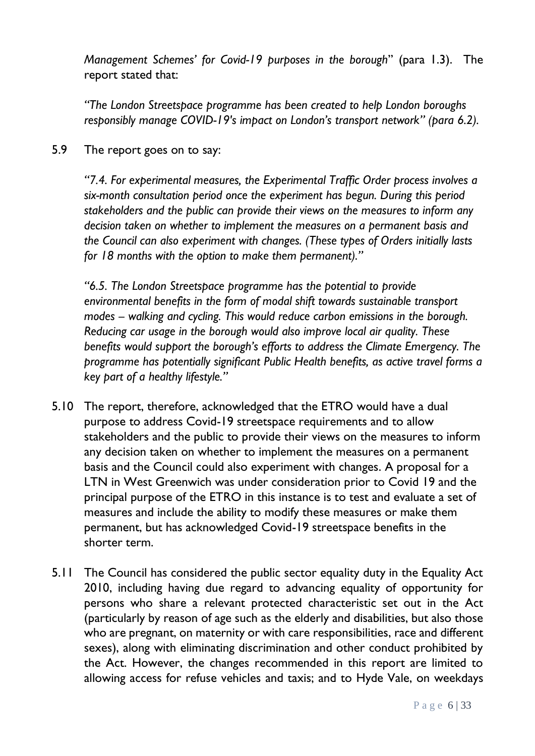*Management Schemes' for Covid-19 purposes in the borough*" (para 1.3). The report stated that:

> *"The London Streetspace programme has been created to help London boroughs responsibly manage COVID-19's impact on London's transport network" (para 6.2).*

5.9 The report goes on to say:

> *"7.4. For experimental measures, the Experimental Traffic Order process involves a six-month consultation period once the experiment has begun. During this period stakeholders and the public can provide their views on the measures to inform any decision taken on whether to implement the measures on a permanent basis and the Council can also experiment with changes. (These types of Orders initially lasts for 18 months with the option to make them permanent)."*

> *"6.5. The London Streetspace programme has the potential to provide environmental benefits in the form of modal shift towards sustainable transport modes – walking and cycling. This would reduce carbon emissions in the borough. Reducing car usage in the borough would also improve local air quality. These benefits would support the borough's efforts to address the Climate Emergency. The programme has potentially significant Public Health benefits, as active travel forms a key part of a healthy lifestyle."*

5.10 The report, therefore, acknowledged that the ETRO would have a dual purpose to address Covid-19 streetspace requirements and to allow stakeholders and the public to provide their views on the measures to inform any decision taken on whether to implement the measures on a permanent basis and the Council could also experiment with changes. A proposal for a LTN in West Greenwich was under consideration prior to Covid 19 and the principal purpose of the ETRO in this instance is to test and evaluate a set of measures and include the ability to modify these measures or make them permanent, but has acknowledged Covid-19 streetspace benefits in the shorter term.

5.11 The Council has considered the public sector equality duty in the Equality Act 2010, including having due regard to advancing equality of opportunity for persons who share a relevant protected characteristic set out in the Act (particularly by reason of age such as the elderly and disabilities, but also those who are pregnant, on maternity or with care responsibilities, race and different sexes), along with eliminating discrimination and other conduct prohibited by the Act. However, the changes recommended in this report are limited to allowing access for refuse vehicles and taxis; and to Hyde Vale, on weekdays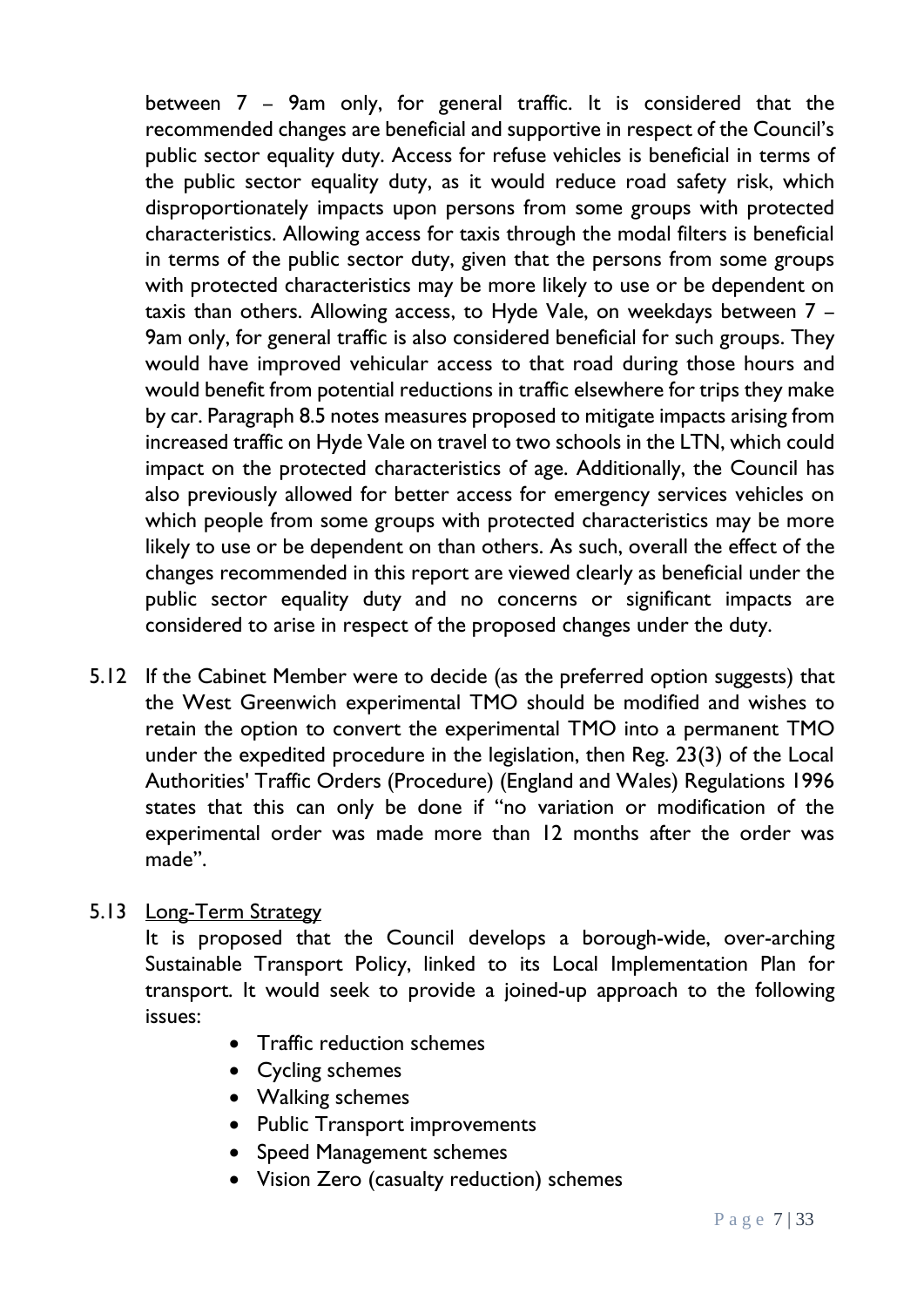between 7 – 9am only, for general traffic. It is considered that the recommended changes are beneficial and supportive in respect of the Council's public sector equality duty. Access for refuse vehicles is beneficial in terms of the public sector equality duty, as it would reduce road safety risk, which disproportionately impacts upon persons from some groups with protected characteristics. Allowing access for taxis through the modal filters is beneficial in terms of the public sector duty, given that the persons from some groups with protected characteristics may be more likely to use or be dependent on taxis than others. Allowing access, to Hyde Vale, on weekdays between 7 – 9am only, for general traffic is also considered beneficial for such groups. They would have improved vehicular access to that road during those hours and would benefit from potential reductions in traffic elsewhere for trips they make by car. Paragraph 8.5 notes measures proposed to mitigate impacts arising from increased traffic on Hyde Vale on travel to two schools in the LTN, which could impact on the protected characteristics of age. Additionally, the Council has also previously allowed for better access for emergency services vehicles on which people from some groups with protected characteristics may be more likely to use or be dependent on than others. As such, overall the effect of the changes recommended in this report are viewed clearly as beneficial under the public sector equality duty and no concerns or significant impacts are considered to arise in respect of the proposed changes under the duty.

5.12 If the Cabinet Member were to decide (as the preferred option suggests) that the West Greenwich experimental TMO should be modified and wishes to retain the option to convert the experimental TMO into a permanent TMO under the expedited procedure in the legislation, then Reg. 23(3) of the Local Authorities' Traffic Orders (Procedure) (England and Wales) Regulations 1996 states that this can only be done if "no variation or modification of the experimental order was made more than 12 months after the order was made".

5.13 Long-Term Strategy

It is proposed that the Council develops a borough-wide, over-arching Sustainable Transport Policy, linked to its Local Implementation Plan for transport. It would seek to provide a joined-up approach to the following issues:

- Traffic reduction schemes
- Cycling schemes
- Walking schemes
- Public Transport improvements
- Speed Management schemes
- Vision Zero (casualty reduction) schemes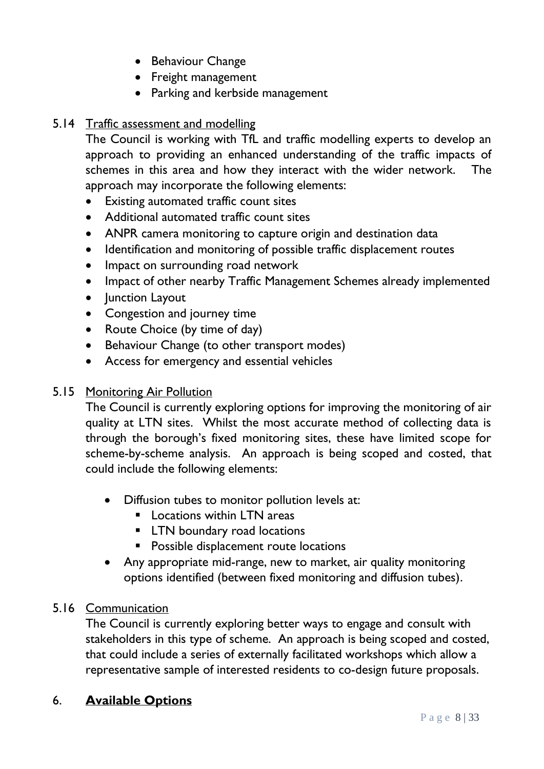- Behaviour Change
- Freight management
- Parking and kerbside management

5.14 Traffic assessment and modelling

The Council is working with TfL and traffic modelling experts to develop an approach to providing an enhanced understanding of the traffic impacts of schemes in this area and how they interact with the wider network. The approach may incorporate the following elements:

- Existing automated traffic count sites
- Additional automated traffic count sites
- ANPR camera monitoring to capture origin and destination data
- Identification and monitoring of possible traffic displacement routes
- Impact on surrounding road network
- Impact of other nearby Traffic Management Schemes already implemented
- Junction Layout
- Congestion and journey time
- Route Choice (by time of day)
- Behaviour Change (to other transport modes)
- Access for emergency and essential vehicles

5.15 Monitoring Air Pollution

The Council is currently exploring options for improving the monitoring of air quality at LTN sites. Whilst the most accurate method of collecting data is through the borough's fixed monitoring sites, these have limited scope for scheme-by-scheme analysis. An approach is being scoped and costed, that could include the following elements:

- Diffusion tubes to monitor pollution levels at:
  - Locations within LTN areas
  - LTN boundary road locations
  - Possible displacement route locations
- Any appropriate mid-range, new to market, air quality monitoring options identified (between fixed monitoring and diffusion tubes).

5.16 Communication

The Council is currently exploring better ways to engage and consult with stakeholders in this type of scheme. An approach is being scoped and costed, that could include a series of externally facilitated workshops which allow a representative sample of interested residents to co-design future proposals.

## 6. **Available Options**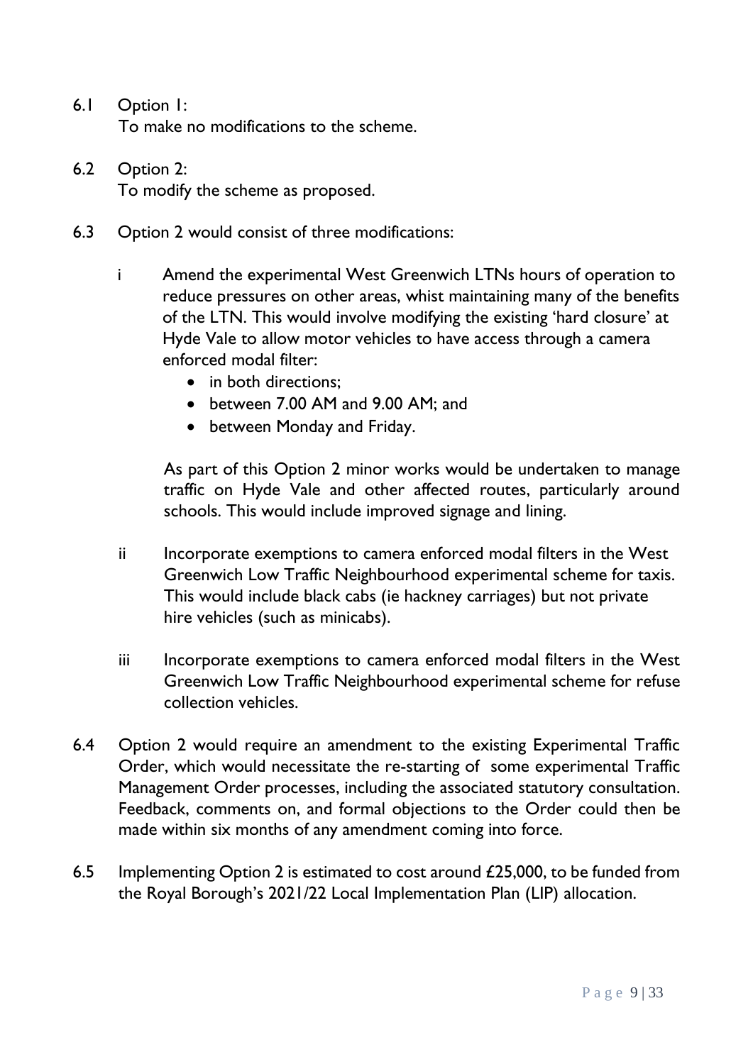6.1 Option 1:
To make no modifications to the scheme.

6.2 Option 2:
To modify the scheme as proposed.

6.3 Option 2 would consist of three modifications:

i Amend the experimental West Greenwich LTNs hours of operation to reduce pressures on other areas, whist maintaining many of the benefits of the LTN. This would involve modifying the existing 'hard closure' at Hyde Vale to allow motor vehicles to have access through a camera enforced modal filter:

- in both directions;
- between 7.00 AM and 9.00 AM; and
- between Monday and Friday.

As part of this Option 2 minor works would be undertaken to manage traffic on Hyde Vale and other affected routes, particularly around schools. This would include improved signage and lining.

ii Incorporate exemptions to camera enforced modal filters in the West Greenwich Low Traffic Neighbourhood experimental scheme for taxis. This would include black cabs (ie hackney carriages) but not private hire vehicles (such as minicabs).

iii Incorporate exemptions to camera enforced modal filters in the West Greenwich Low Traffic Neighbourhood experimental scheme for refuse collection vehicles.

6.4 Option 2 would require an amendment to the existing Experimental Traffic Order, which would necessitate the re-starting of some experimental Traffic Management Order processes, including the associated statutory consultation. Feedback, comments on, and formal objections to the Order could then be made within six months of any amendment coming into force.

6.5 Implementing Option 2 is estimated to cost around £25,000, to be funded from the Royal Borough's 2021/22 Local Implementation Plan (LIP) allocation.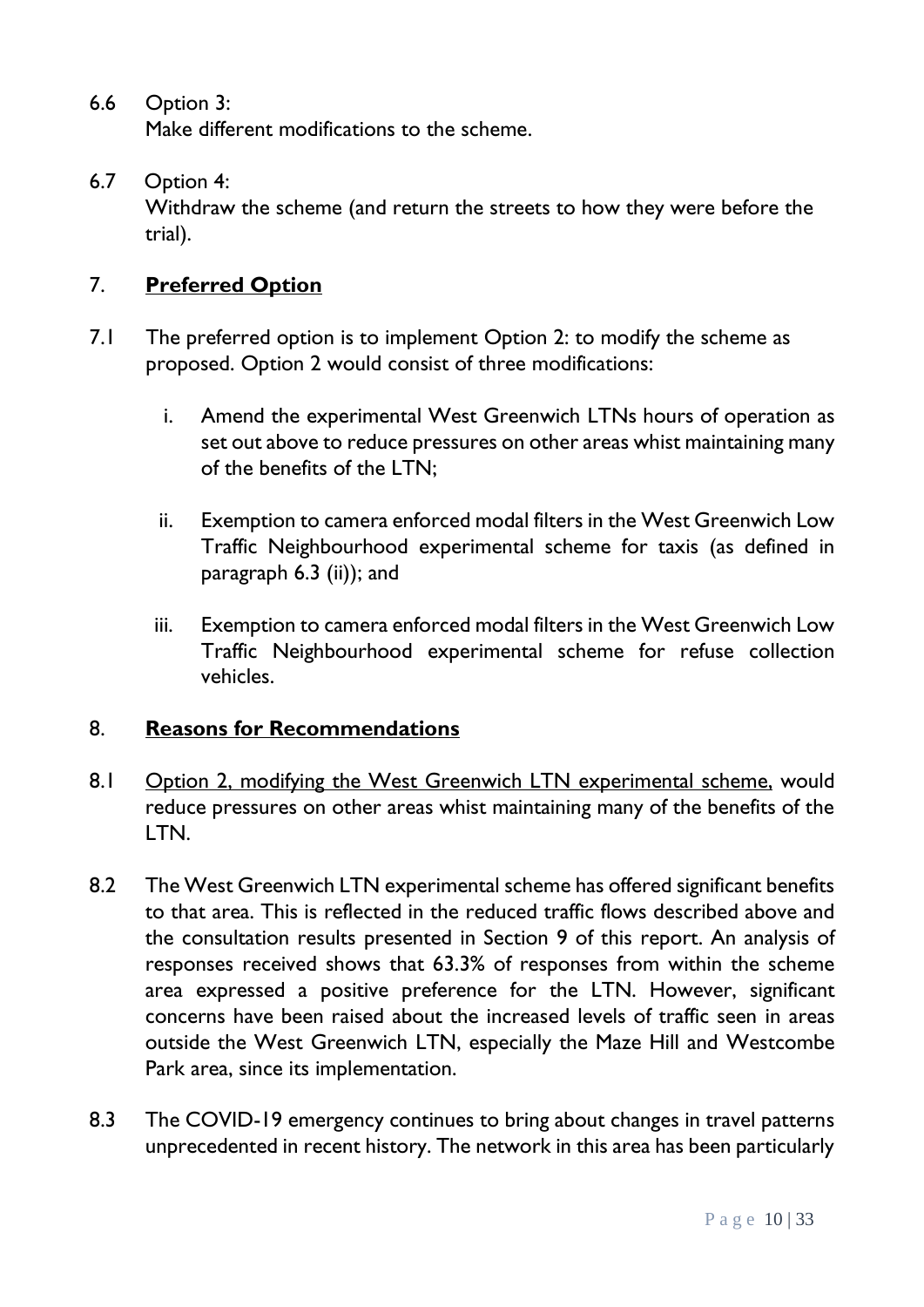6.6 Option 3:
Make different modifications to the scheme.

6.7 Option 4:
Withdraw the scheme (and return the streets to how they were before the trial).

## 7. **Preferred Option**

7.1 The preferred option is to implement Option 2: to modify the scheme as proposed. Option 2 would consist of three modifications:

i. Amend the experimental West Greenwich LTNs hours of operation as set out above to reduce pressures on other areas whist maintaining many of the benefits of the LTN;

ii. Exemption to camera enforced modal filters in the West Greenwich Low Traffic Neighbourhood experimental scheme for taxis (as defined in paragraph 6.3 (ii)); and

iii. Exemption to camera enforced modal filters in the West Greenwich Low Traffic Neighbourhood experimental scheme for refuse collection vehicles.

## 8. **Reasons for Recommendations**

8.1 Option 2, modifying the West Greenwich LTN experimental scheme, would reduce pressures on other areas whist maintaining many of the benefits of the LTN.

8.2 The West Greenwich LTN experimental scheme has offered significant benefits to that area. This is reflected in the reduced traffic flows described above and the consultation results presented in Section 9 of this report. An analysis of responses received shows that 63.3% of responses from within the scheme area expressed a positive preference for the LTN. However, significant concerns have been raised about the increased levels of traffic seen in areas outside the West Greenwich LTN, especially the Maze Hill and Westcombe Park area, since its implementation.

8.3 The COVID-19 emergency continues to bring about changes in travel patterns unprecedented in recent history. The network in this area has been particularly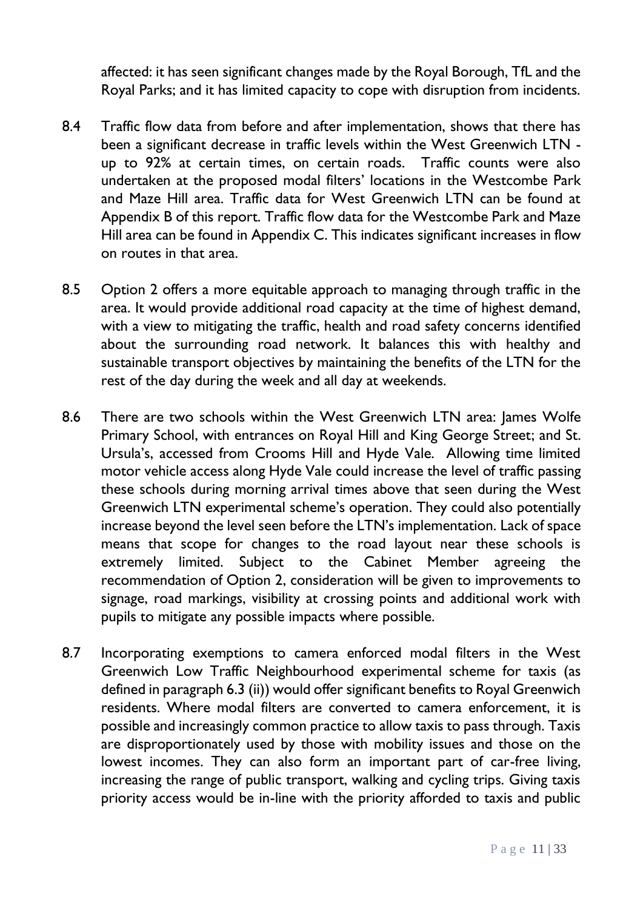affected: it has seen significant changes made by the Royal Borough, TfL and the Royal Parks; and it has limited capacity to cope with disruption from incidents.

8.4 Traffic flow data from before and after implementation, shows that there has been a significant decrease in traffic levels within the West Greenwich LTN - up to 92% at certain times, on certain roads. Traffic counts were also undertaken at the proposed modal filters' locations in the Westcombe Park and Maze Hill area. Traffic data for West Greenwich LTN can be found at Appendix B of this report. Traffic flow data for the Westcombe Park and Maze Hill area can be found in Appendix C. This indicates significant increases in flow on routes in that area.

8.5 Option 2 offers a more equitable approach to managing through traffic in the area. It would provide additional road capacity at the time of highest demand, with a view to mitigating the traffic, health and road safety concerns identified about the surrounding road network. It balances this with healthy and sustainable transport objectives by maintaining the benefits of the LTN for the rest of the day during the week and all day at weekends.

8.6 There are two schools within the West Greenwich LTN area: James Wolfe Primary School, with entrances on Royal Hill and King George Street; and St. Ursula's, accessed from Crooms Hill and Hyde Vale. Allowing time limited motor vehicle access along Hyde Vale could increase the level of traffic passing these schools during morning arrival times above that seen during the West Greenwich LTN experimental scheme's operation. They could also potentially increase beyond the level seen before the LTN's implementation. Lack of space means that scope for changes to the road layout near these schools is extremely limited. Subject to the Cabinet Member agreeing the recommendation of Option 2, consideration will be given to improvements to signage, road markings, visibility at crossing points and additional work with pupils to mitigate any possible impacts where possible.

8.7 Incorporating exemptions to camera enforced modal filters in the West Greenwich Low Traffic Neighbourhood experimental scheme for taxis (as defined in paragraph 6.3 (ii)) would offer significant benefits to Royal Greenwich residents. Where modal filters are converted to camera enforcement, it is possible and increasingly common practice to allow taxis to pass through. Taxis are disproportionately used by those with mobility issues and those on the lowest incomes. They can also form an important part of car-free living, increasing the range of public transport, walking and cycling trips. Giving taxis priority access would be in-line with the priority afforded to taxis and public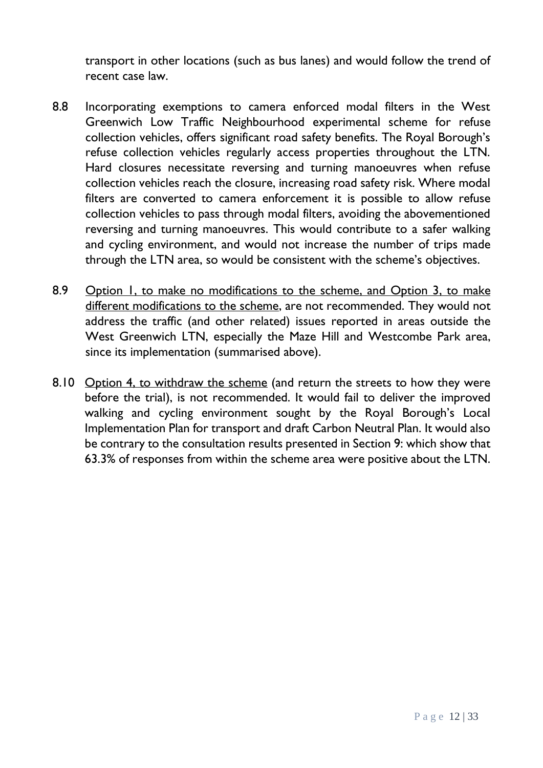transport in other locations (such as bus lanes) and would follow the trend of recent case law.

8.8 Incorporating exemptions to camera enforced modal filters in the West Greenwich Low Traffic Neighbourhood experimental scheme for refuse collection vehicles, offers significant road safety benefits. The Royal Borough's refuse collection vehicles regularly access properties throughout the LTN. Hard closures necessitate reversing and turning manoeuvres when refuse collection vehicles reach the closure, increasing road safety risk. Where modal filters are converted to camera enforcement it is possible to allow refuse collection vehicles to pass through modal filters, avoiding the abovementioned reversing and turning manoeuvres. This would contribute to a safer walking and cycling environment, and would not increase the number of trips made through the LTN area, so would be consistent with the scheme's objectives.

8.9 <u>Option 1, to make no modifications to the scheme, and Option 3, to make different modifications to the scheme</u>, are not recommended. They would not address the traffic (and other related) issues reported in areas outside the West Greenwich LTN, especially the Maze Hill and Westcombe Park area, since its implementation (summarised above).

8.10 <u>Option 4, to withdraw the scheme</u> (and return the streets to how they were before the trial), is not recommended. It would fail to deliver the improved walking and cycling environment sought by the Royal Borough's Local Implementation Plan for transport and draft Carbon Neutral Plan. It would also be contrary to the consultation results presented in Section 9: which show that 63.3% of responses from within the scheme area were positive about the LTN.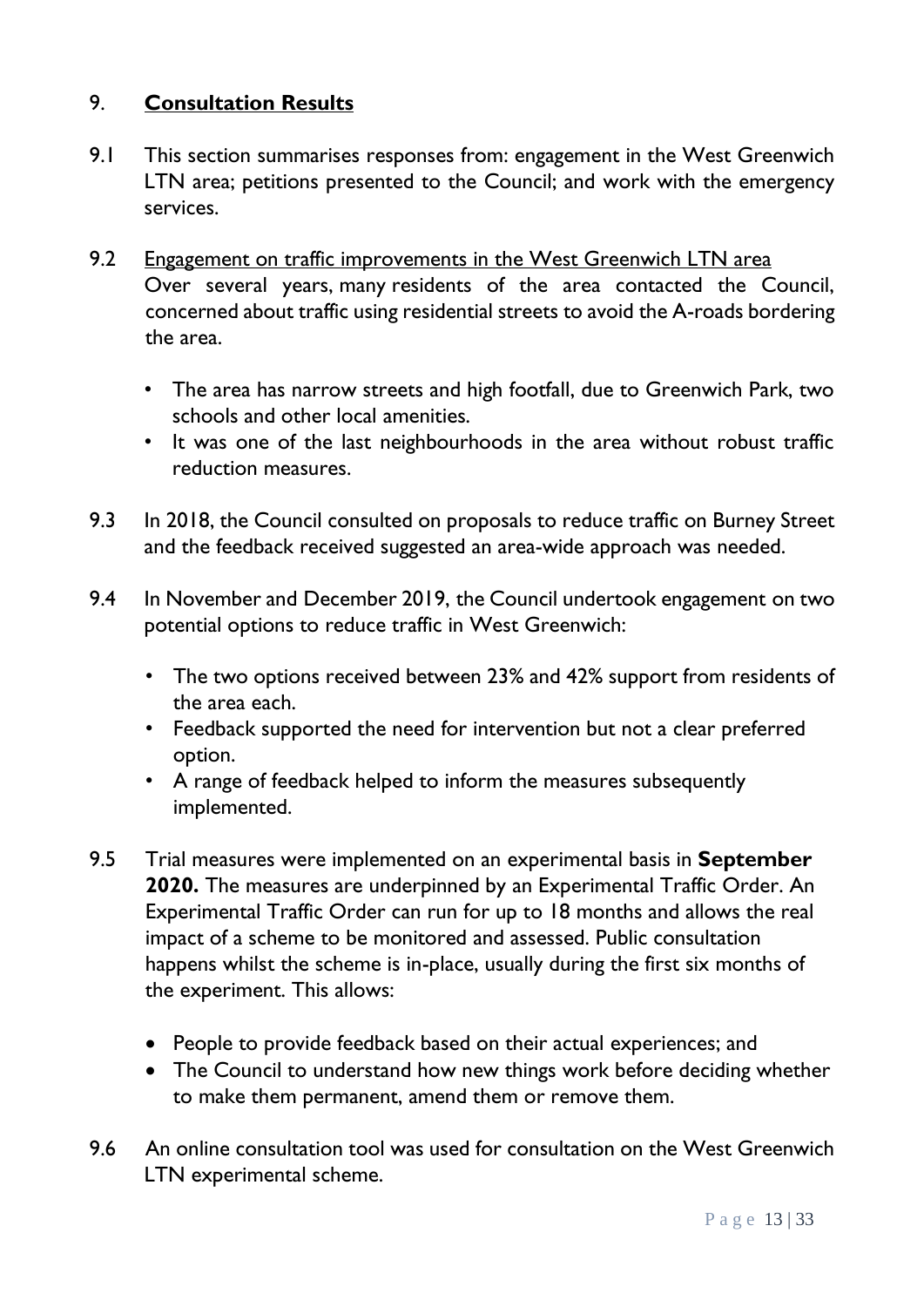## 9. **Consultation Results**

9.1 This section summarises responses from: engagement in the West Greenwich LTN area; petitions presented to the Council; and work with the emergency services.

9.2 Engagement on traffic improvements in the West Greenwich LTN area

Over several years, many residents of the area contacted the Council, concerned about traffic using residential streets to avoid the A-roads bordering the area.

- The area has narrow streets and high footfall, due to Greenwich Park, two schools and other local amenities.
- It was one of the last neighbourhoods in the area without robust traffic reduction measures.

9.3 In 2018, the Council consulted on proposals to reduce traffic on Burney Street and the feedback received suggested an area-wide approach was needed.

9.4 In November and December 2019, the Council undertook engagement on two potential options to reduce traffic in West Greenwich:

- The two options received between 23% and 42% support from residents of the area each.
- Feedback supported the need for intervention but not a clear preferred option.
- A range of feedback helped to inform the measures subsequently implemented.

9.5 Trial measures were implemented on an experimental basis in **September 2020.** The measures are underpinned by an Experimental Traffic Order. An Experimental Traffic Order can run for up to 18 months and allows the real impact of a scheme to be monitored and assessed. Public consultation happens whilst the scheme is in-place, usually during the first six months of the experiment. This allows:

- People to provide feedback based on their actual experiences; and
- The Council to understand how new things work before deciding whether to make them permanent, amend them or remove them.

9.6 An online consultation tool was used for consultation on the West Greenwich LTN experimental scheme.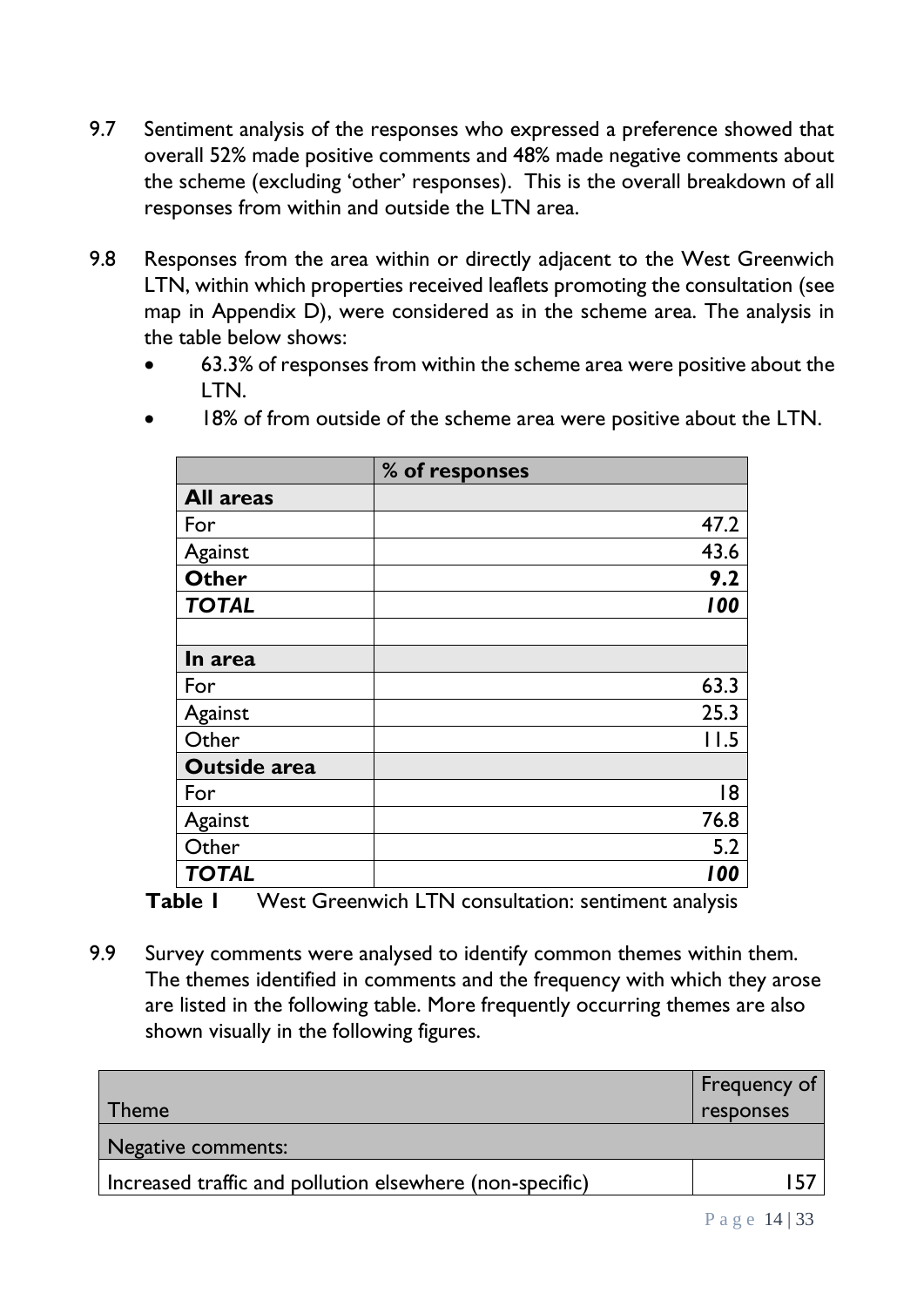9.7 Sentiment analysis of the responses who expressed a preference showed that overall 52% made positive comments and 48% made negative comments about the scheme (excluding 'other' responses). This is the overall breakdown of all responses from within and outside the LTN area.

9.8 Responses from the area within or directly adjacent to the West Greenwich LTN, within which properties received leaflets promoting the consultation (see map in Appendix D), were considered as in the scheme area. The analysis in the table below shows:

- 63.3% of responses from within the scheme area were positive about the LTN.
- 18% of from outside of the scheme area were positive about the LTN.

| | % of responses |
|---|---|
| **All areas** | |
| For | 47.2 |
| Against | 43.6 |
| **Other** | **9.2** |
| ***TOTAL*** | ***100*** |
| | |
| **In area** | |
| For | 63.3 |
| Against | 25.3 |
| Other | 11.5 |
| **Outside area** | |
| For | 18 |
| Against | 76.8 |
| Other | 5.2 |
| ***TOTAL*** | ***100*** |

**Table 1** West Greenwich LTN consultation: sentiment analysis

9.9 Survey comments were analysed to identify common themes within them. The themes identified in comments and the frequency with which they arose are listed in the following table. More frequently occurring themes are also shown visually in the following figures.

| Theme | Frequency of responses |
|---|---|
| Negative comments: | |
| Increased traffic and pollution elsewhere (non-specific) | 157 |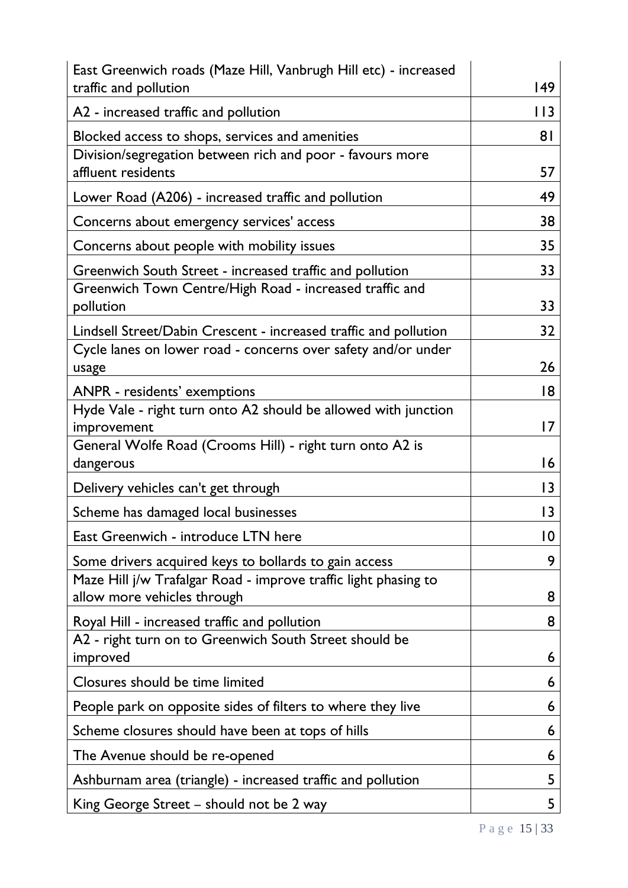| | |
|---|---|
| East Greenwich roads (Maze Hill, Vanbrugh Hill etc) - increased traffic and pollution | 149 |
| A2 - increased traffic and pollution | 113 |
| Blocked access to shops, services and amenities | 81 |
| Division/segregation between rich and poor - favours more affluent residents | 57 |
| Lower Road (A206) - increased traffic and pollution | 49 |
| Concerns about emergency services' access | 38 |
| Concerns about people with mobility issues | 35 |
| Greenwich South Street - increased traffic and pollution | 33 |
| Greenwich Town Centre/High Road - increased traffic and pollution | 33 |
| Lindsell Street/Dabin Crescent - increased traffic and pollution | 32 |
| Cycle lanes on lower road - concerns over safety and/or under usage | 26 |
| ANPR - residents' exemptions | 18 |
| Hyde Vale - right turn onto A2 should be allowed with junction improvement | 17 |
| General Wolfe Road (Crooms Hill) - right turn onto A2 is dangerous | 16 |
| Delivery vehicles can't get through | 13 |
| Scheme has damaged local businesses | 13 |
| East Greenwich - introduce LTN here | 10 |
| Some drivers acquired keys to bollards to gain access | 9 |
| Maze Hill j/w Trafalgar Road - improve traffic light phasing to allow more vehicles through | 8 |
| Royal Hill - increased traffic and pollution | 8 |
| A2 - right turn on to Greenwich South Street should be improved | 6 |
| Closures should be time limited | 6 |
| People park on opposite sides of filters to where they live | 6 |
| Scheme closures should have been at tops of hills | 6 |
| The Avenue should be re-opened | 6 |
| Ashburnam area (triangle) - increased traffic and pollution | 5 |
| King George Street – should not be 2 way | 5 |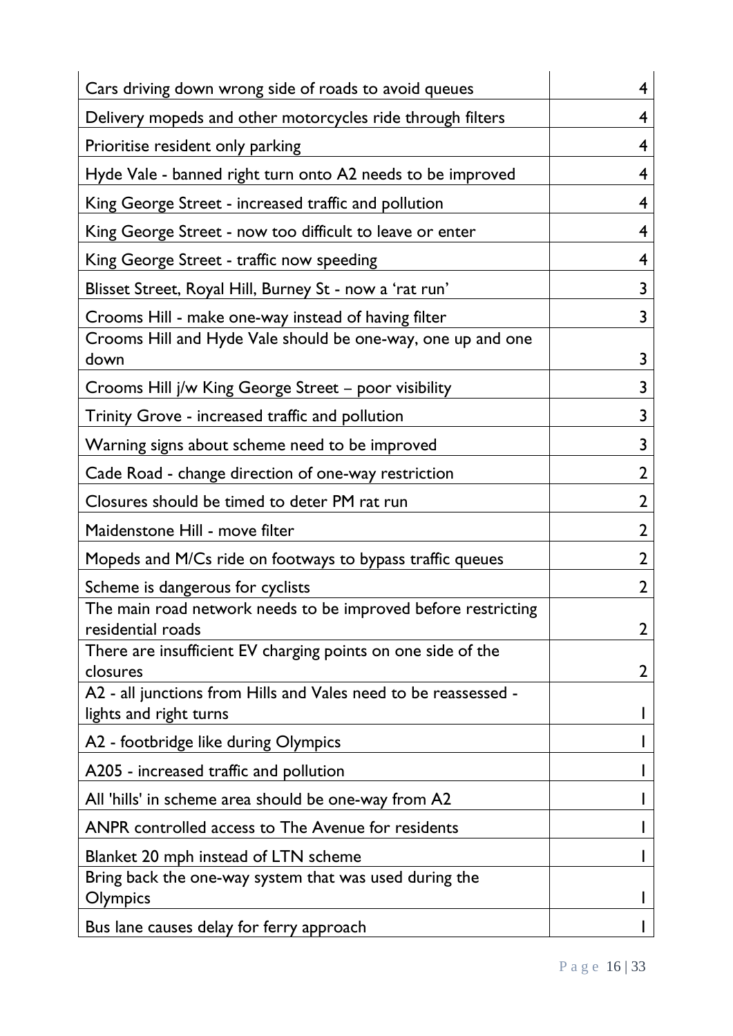| | |
|---|---|
| Cars driving down wrong side of roads to avoid queues | 4 |
| Delivery mopeds and other motorcycles ride through filters | 4 |
| Prioritise resident only parking | 4 |
| Hyde Vale - banned right turn onto A2 needs to be improved | 4 |
| King George Street - increased traffic and pollution | 4 |
| King George Street - now too difficult to leave or enter | 4 |
| King George Street - traffic now speeding | 4 |
| Blisset Street, Royal Hill, Burney St - now a 'rat run' | 3 |
| Crooms Hill - make one-way instead of having filter | 3 |
| Crooms Hill and Hyde Vale should be one-way, one up and one down | 3 |
| Crooms Hill j/w King George Street – poor visibility | 3 |
| Trinity Grove - increased traffic and pollution | 3 |
| Warning signs about scheme need to be improved | 3 |
| Cade Road - change direction of one-way restriction | 2 |
| Closures should be timed to deter PM rat run | 2 |
| Maidenstone Hill - move filter | 2 |
| Mopeds and M/Cs ride on footways to bypass traffic queues | 2 |
| Scheme is dangerous for cyclists | 2 |
| The main road network needs to be improved before restricting residential roads | 2 |
| There are insufficient EV charging points on one side of the closures | 2 |
| A2 - all junctions from Hills and Vales need to be reassessed - lights and right turns | 1 |
| A2 - footbridge like during Olympics | 1 |
| A205 - increased traffic and pollution | 1 |
| All 'hills' in scheme area should be one-way from A2 | 1 |
| ANPR controlled access to The Avenue for residents | 1 |
| Blanket 20 mph instead of LTN scheme | 1 |
| Bring back the one-way system that was used during the Olympics | 1 |
| Bus lane causes delay for ferry approach | 1 |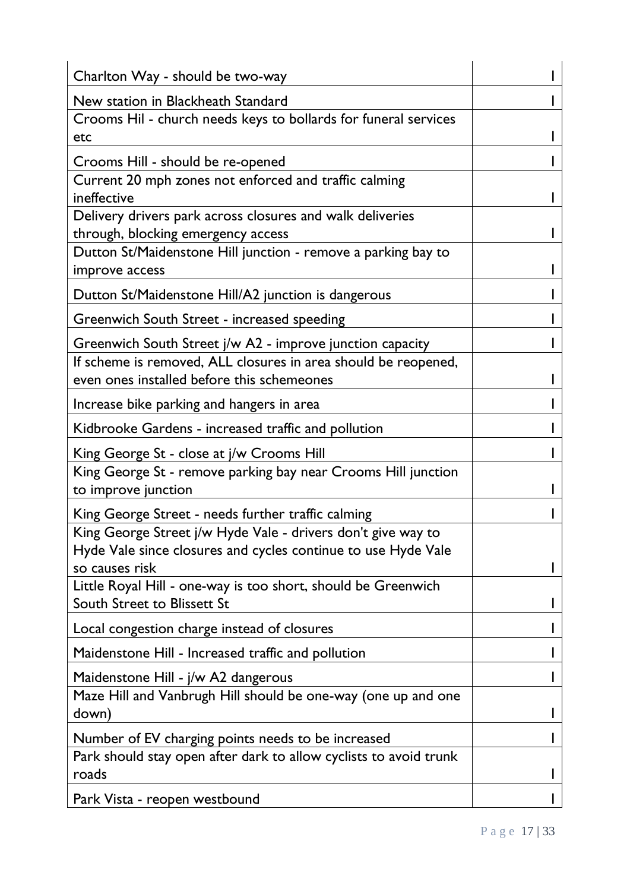| | |
|---|---|
| Charlton Way - should be two-way | 1 |
| New station in Blackheath Standard | 1 |
| Crooms Hil - church needs keys to bollards for funeral services etc | 1 |
| Crooms Hill - should be re-opened | 1 |
| Current 20 mph zones not enforced and traffic calming ineffective | 1 |
| Delivery drivers park across closures and walk deliveries through, blocking emergency access | 1 |
| Dutton St/Maidenstone Hill junction - remove a parking bay to improve access | 1 |
| Dutton St/Maidenstone Hill/A2 junction is dangerous | 1 |
| Greenwich South Street - increased speeding | 1 |
| Greenwich South Street j/w A2 - improve junction capacity | 1 |
| If scheme is removed, ALL closures in area should be reopened, even ones installed before this schemeones | 1 |
| Increase bike parking and hangers in area | 1 |
| Kidbrooke Gardens - increased traffic and pollution | 1 |
| King George St - close at j/w Crooms Hill | 1 |
| King George St - remove parking bay near Crooms Hill junction to improve junction | 1 |
| King George Street - needs further traffic calming | 1 |
| King George Street j/w Hyde Vale - drivers don't give way to Hyde Vale since closures and cycles continue to use Hyde Vale so causes risk | 1 |
| Little Royal Hill - one-way is too short, should be Greenwich South Street to Blissett St | 1 |
| Local congestion charge instead of closures | 1 |
| Maidenstone Hill - Increased traffic and pollution | 1 |
| Maidenstone Hill - j/w A2 dangerous | 1 |
| Maze Hill and Vanbrugh Hill should be one-way (one up and one down) | 1 |
| Number of EV charging points needs to be increased | 1 |
| Park should stay open after dark to allow cyclists to avoid trunk roads | 1 |
| Park Vista - reopen westbound | 1 |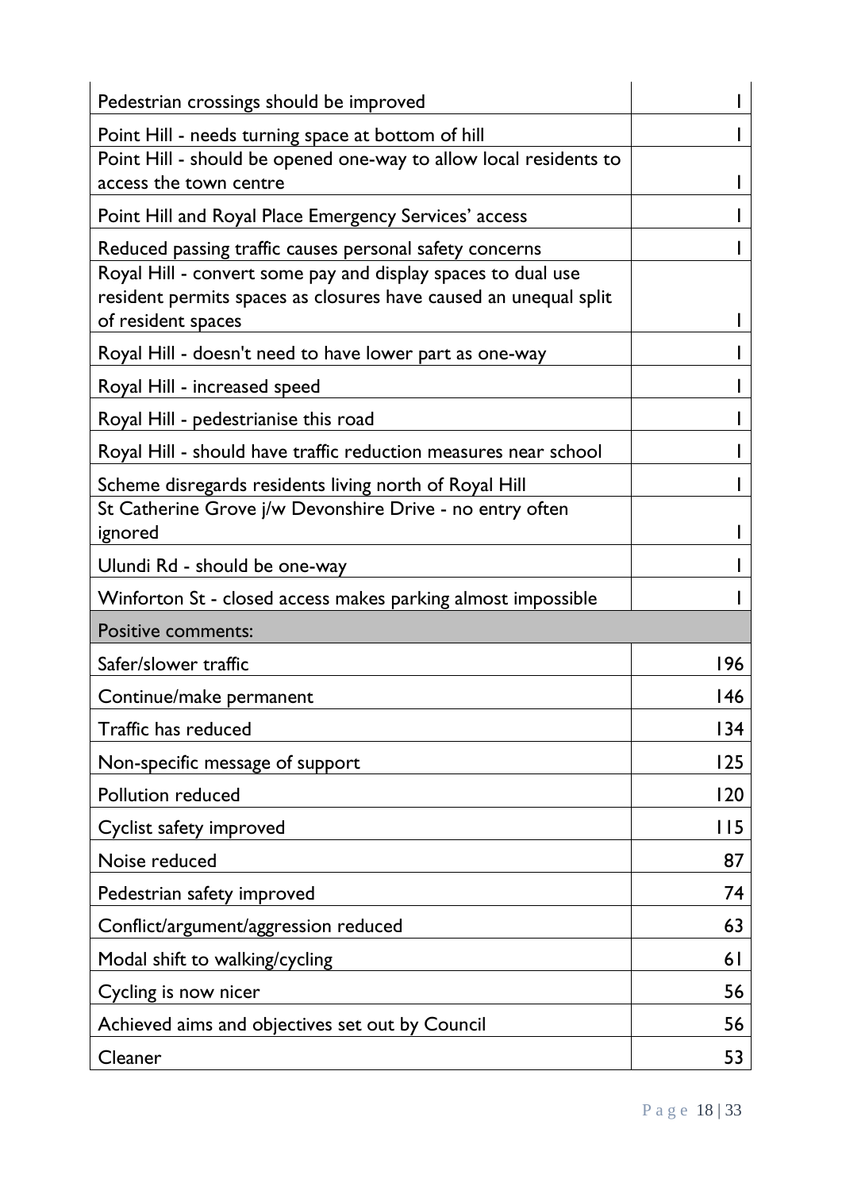| | |
|---|---|
| Pedestrian crossings should be improved | 1 |
| Point Hill - needs turning space at bottom of hill | 1 |
| Point Hill - should be opened one-way to allow local residents to access the town centre | 1 |
| Point Hill and Royal Place Emergency Services' access | 1 |
| Reduced passing traffic causes personal safety concerns | 1 |
| Royal Hill - convert some pay and display spaces to dual use resident permits spaces as closures have caused an unequal split of resident spaces | 1 |
| Royal Hill - doesn't need to have lower part as one-way | 1 |
| Royal Hill - increased speed | 1 |
| Royal Hill - pedestrianise this road | 1 |
| Royal Hill - should have traffic reduction measures near school | 1 |
| Scheme disregards residents living north of Royal Hill | 1 |
| St Catherine Grove j/w Devonshire Drive - no entry often ignored | 1 |
| Ulundi Rd - should be one-way | 1 |
| Winforton St - closed access makes parking almost impossible | 1 |
| Positive comments: | |
| Safer/slower traffic | 196 |
| Continue/make permanent | 146 |
| Traffic has reduced | 134 |
| Non-specific message of support | 125 |
| Pollution reduced | 120 |
| Cyclist safety improved | 115 |
| Noise reduced | 87 |
| Pedestrian safety improved | 74 |
| Conflict/argument/aggression reduced | 63 |
| Modal shift to walking/cycling | 61 |
| Cycling is now nicer | 56 |
| Achieved aims and objectives set out by Council | 56 |
| Cleaner | 53 |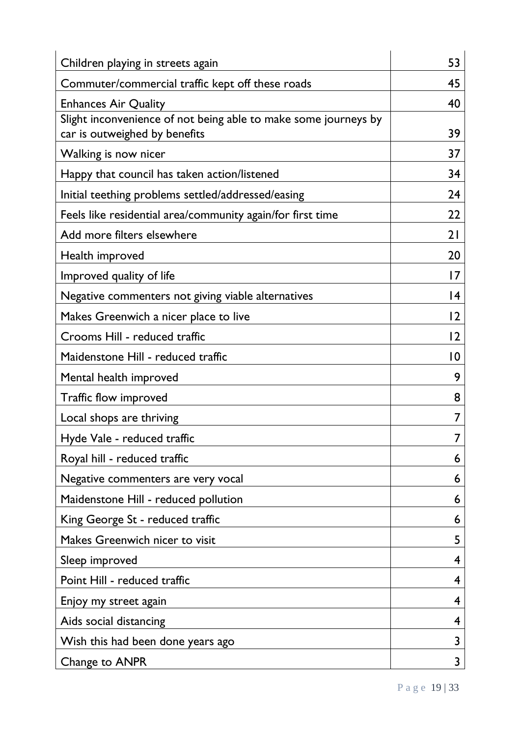| | |
|---|---|
| Children playing in streets again | 53 |
| Commuter/commercial traffic kept off these roads | 45 |
| Enhances Air Quality | 40 |
| Slight inconvenience of not being able to make some journeys by car is outweighed by benefits | 39 |
| Walking is now nicer | 37 |
| Happy that council has taken action/listened | 34 |
| Initial teething problems settled/addressed/easing | 24 |
| Feels like residential area/community again/for first time | 22 |
| Add more filters elsewhere | 21 |
| Health improved | 20 |
| Improved quality of life | 17 |
| Negative commenters not giving viable alternatives | 14 |
| Makes Greenwich a nicer place to live | 12 |
| Crooms Hill - reduced traffic | 12 |
| Maidenstone Hill - reduced traffic | 10 |
| Mental health improved | 9 |
| Traffic flow improved | 8 |
| Local shops are thriving | 7 |
| Hyde Vale - reduced traffic | 7 |
| Royal hill - reduced traffic | 6 |
| Negative commenters are very vocal | 6 |
| Maidenstone Hill - reduced pollution | 6 |
| King George St - reduced traffic | 6 |
| Makes Greenwich nicer to visit | 5 |
| Sleep improved | 4 |
| Point Hill - reduced traffic | 4 |
| Enjoy my street again | 4 |
| Aids social distancing | 4 |
| Wish this had been done years ago | 3 |
| Change to ANPR | 3 |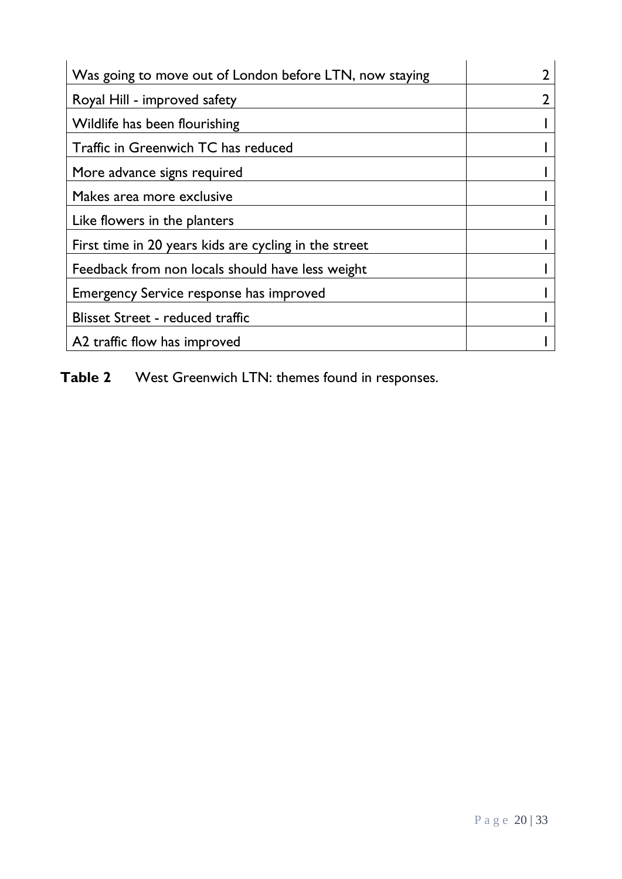| Theme | Count |
|---|---|
| Was going to move out of London before LTN, now staying | 2 |
| Royal Hill - improved safety | 2 |
| Wildlife has been flourishing | 1 |
| Traffic in Greenwich TC has reduced | 1 |
| More advance signs required | 1 |
| Makes area more exclusive | 1 |
| Like flowers in the planters | 1 |
| First time in 20 years kids are cycling in the street | 1 |
| Feedback from non locals should have less weight | 1 |
| Emergency Service response has improved | 1 |
| Blisset Street - reduced traffic | 1 |
| A2 traffic flow has improved | 1 |

**Table 2** West Greenwich LTN: themes found in responses.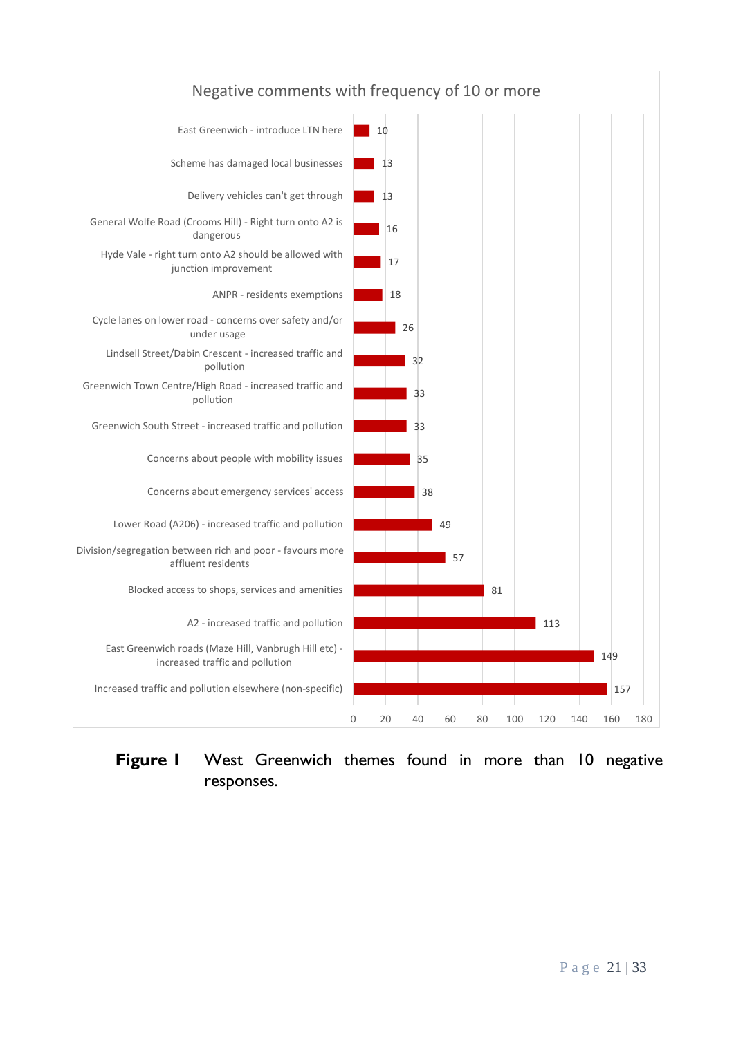**Negative comments with frequency of 10 or more**

| Theme | Frequency |
| --- | --- |
| East Greenwich - introduce LTN here | 10 |
| Scheme has damaged local businesses | 13 |
| Delivery vehicles can't get through | 13 |
| General Wolfe Road (Crooms Hill) - Right turn onto A2 is dangerous | 16 |
| Hyde Vale - right turn onto A2 should be allowed with junction improvement | 17 |
| ANPR - residents exemptions | 18 |
| Cycle lanes on lower road - concerns over safety and/or under usage | 26 |
| Lindsell Street/Dabin Crescent - increased traffic and pollution | 32 |
| Greenwich Town Centre/High Road - increased traffic and pollution | 33 |
| Greenwich South Street - increased traffic and pollution | 33 |
| Concerns about people with mobility issues | 35 |
| Concerns about emergency services' access | 38 |
| Lower Road (A206) - increased traffic and pollution | 49 |
| Division/segregation between rich and poor - favours more affluent residents | 57 |
| Blocked access to shops, services and amenities | 81 |
| A2 - increased traffic and pollution | 113 |
| East Greenwich roads (Maze Hill, Vanbrugh Hill etc) - increased traffic and pollution | 149 |
| Increased traffic and pollution elsewhere (non-specific) | 157 |

**Figure 1** West Greenwich themes found in more than 10 negative responses.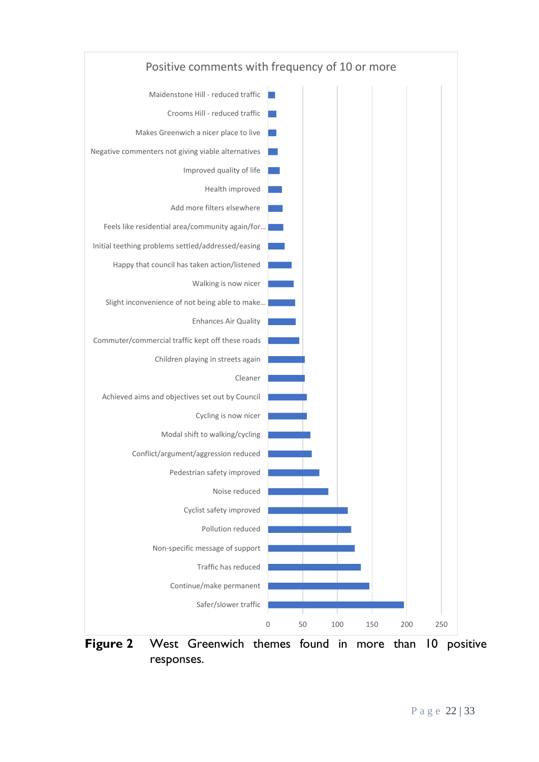Positive comments with frequency of 10 or more

- Maidenstone Hill - reduced traffic
- Crooms Hill - reduced traffic
- Makes Greenwich a nicer place to live
- Negative commenters not giving viable alternatives
- Improved quality of life
- Health improved
- Add more filters elsewhere
- Feels like residential area/community again/for...
- Initial teething problems settled/addressed/easing
- Happy that council has taken action/listened
- Walking is now nicer
- Slight inconvenience of not being able to make...
- Enhances Air Quality
- Commuter/commercial traffic kept off these roads
- Children playing in streets again
- Cleaner
- Achieved aims and objectives set out by Council
- Cycling is now nicer
- Modal shift to walking/cycling
- Conflict/argument/aggression reduced
- Pedestrian safety improved
- Noise reduced
- Cyclist safety improved
- Pollution reduced
- Non-specific message of support
- Traffic has reduced
- Continue/make permanent
- Safer/slower traffic

0 50 100 150 200 250

**Figure 2** West Greenwich themes found in more than 10 positive responses.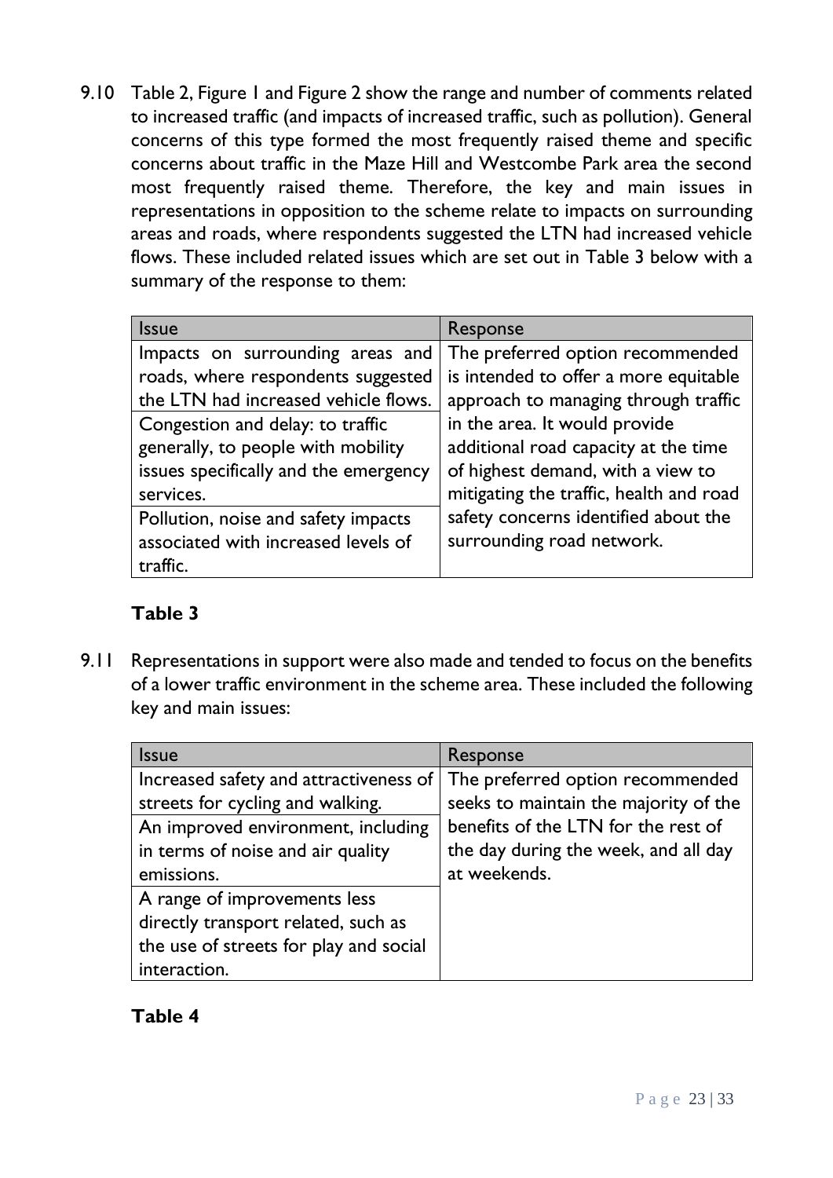9.10 Table 2, Figure 1 and Figure 2 show the range and number of comments related to increased traffic (and impacts of increased traffic, such as pollution). General concerns of this type formed the most frequently raised theme and specific concerns about traffic in the Maze Hill and Westcombe Park area the second most frequently raised theme. Therefore, the key and main issues in representations in opposition to the scheme relate to impacts on surrounding areas and roads, where respondents suggested the LTN had increased vehicle flows. These included related issues which are set out in Table 3 below with a summary of the response to them:

| Issue | Response |
| --- | --- |
| Impacts on surrounding areas and roads, where respondents suggested the LTN had increased vehicle flows. | The preferred option recommended is intended to offer a more equitable approach to managing through traffic in the area. It would provide additional road capacity at the time of highest demand, with a view to mitigating the traffic, health and road safety concerns identified about the surrounding road network. |
| Congestion and delay: to traffic generally, to people with mobility issues specifically and the emergency services. | |
| Pollution, noise and safety impacts associated with increased levels of traffic. | |

**Table 3**

9.11 Representations in support were also made and tended to focus on the benefits of a lower traffic environment in the scheme area. These included the following key and main issues:

| Issue | Response |
| --- | --- |
| Increased safety and attractiveness of streets for cycling and walking. | The preferred option recommended seeks to maintain the majority of the benefits of the LTN for the rest of the day during the week, and all day at weekends. |
| An improved environment, including in terms of noise and air quality emissions. | |
| A range of improvements less directly transport related, such as the use of streets for play and social interaction. | |

**Table 4**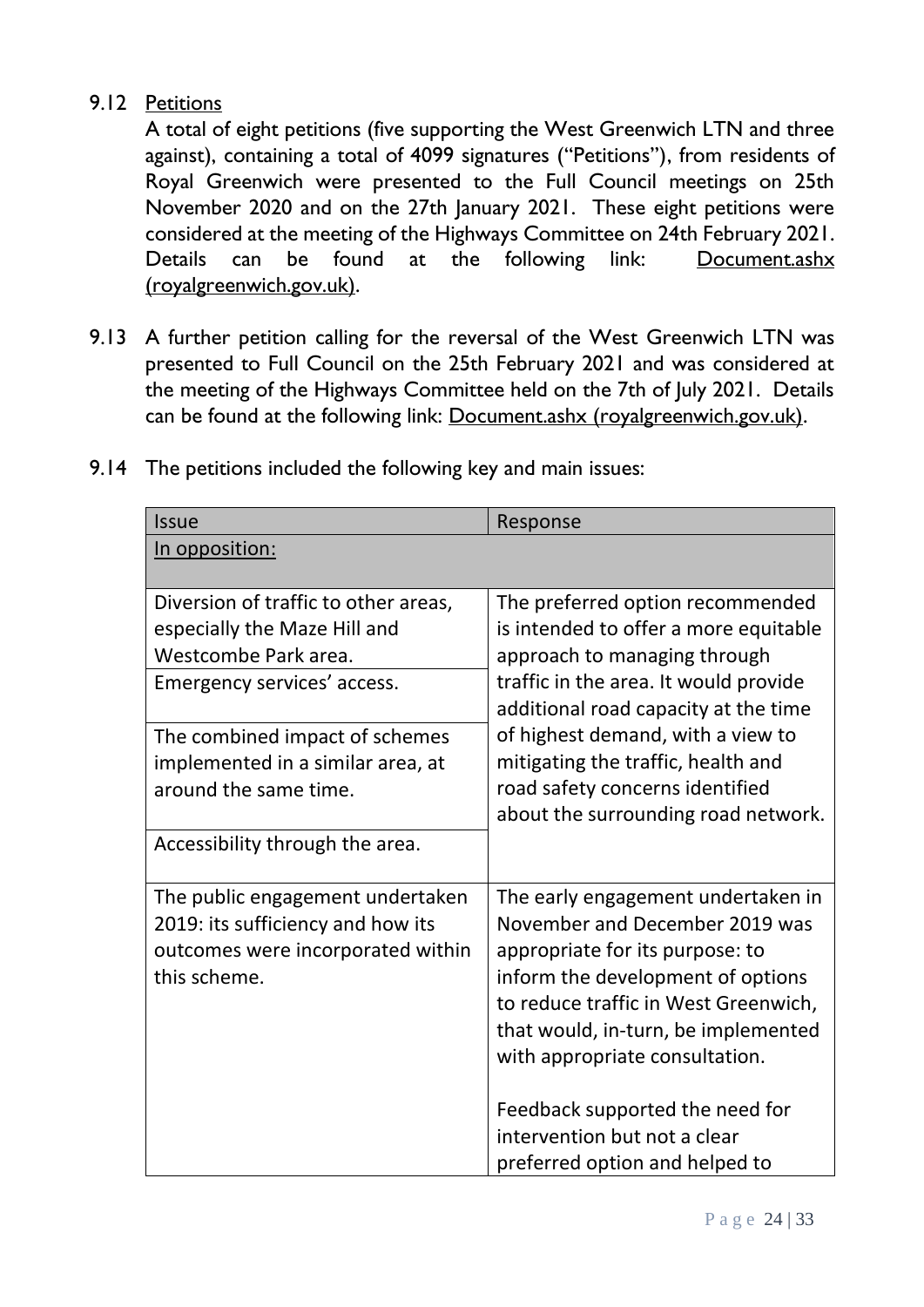9.12 Petitions

A total of eight petitions (five supporting the West Greenwich LTN and three against), containing a total of 4099 signatures ("Petitions"), from residents of Royal Greenwich were presented to the Full Council meetings on 25th November 2020 and on the 27th January 2021. These eight petitions were considered at the meeting of the Highways Committee on 24th February 2021. Details can be found at the following link: Document.ashx (royalgreenwich.gov.uk).

9.13 A further petition calling for the reversal of the West Greenwich LTN was presented to Full Council on the 25th February 2021 and was considered at the meeting of the Highways Committee held on the 7th of July 2021. Details can be found at the following link: Document.ashx (royalgreenwich.gov.uk).

9.14 The petitions included the following key and main issues:

| Issue | Response |
|---|---|
| In opposition: | |
| Diversion of traffic to other areas, especially the Maze Hill and Westcombe Park area. | The preferred option recommended is intended to offer a more equitable approach to managing through traffic in the area. It would provide additional road capacity at the time of highest demand, with a view to mitigating the traffic, health and road safety concerns identified about the surrounding road network. |
| Emergency services' access. | |
| The combined impact of schemes implemented in a similar area, at around the same time. | |
| Accessibility through the area. | |
| The public engagement undertaken 2019: its sufficiency and how its outcomes were incorporated within this scheme. | The early engagement undertaken in November and December 2019 was appropriate for its purpose: to inform the development of options to reduce traffic in West Greenwich, that would, in-turn, be implemented with appropriate consultation.<br><br>Feedback supported the need for intervention but not a clear preferred option and helped to |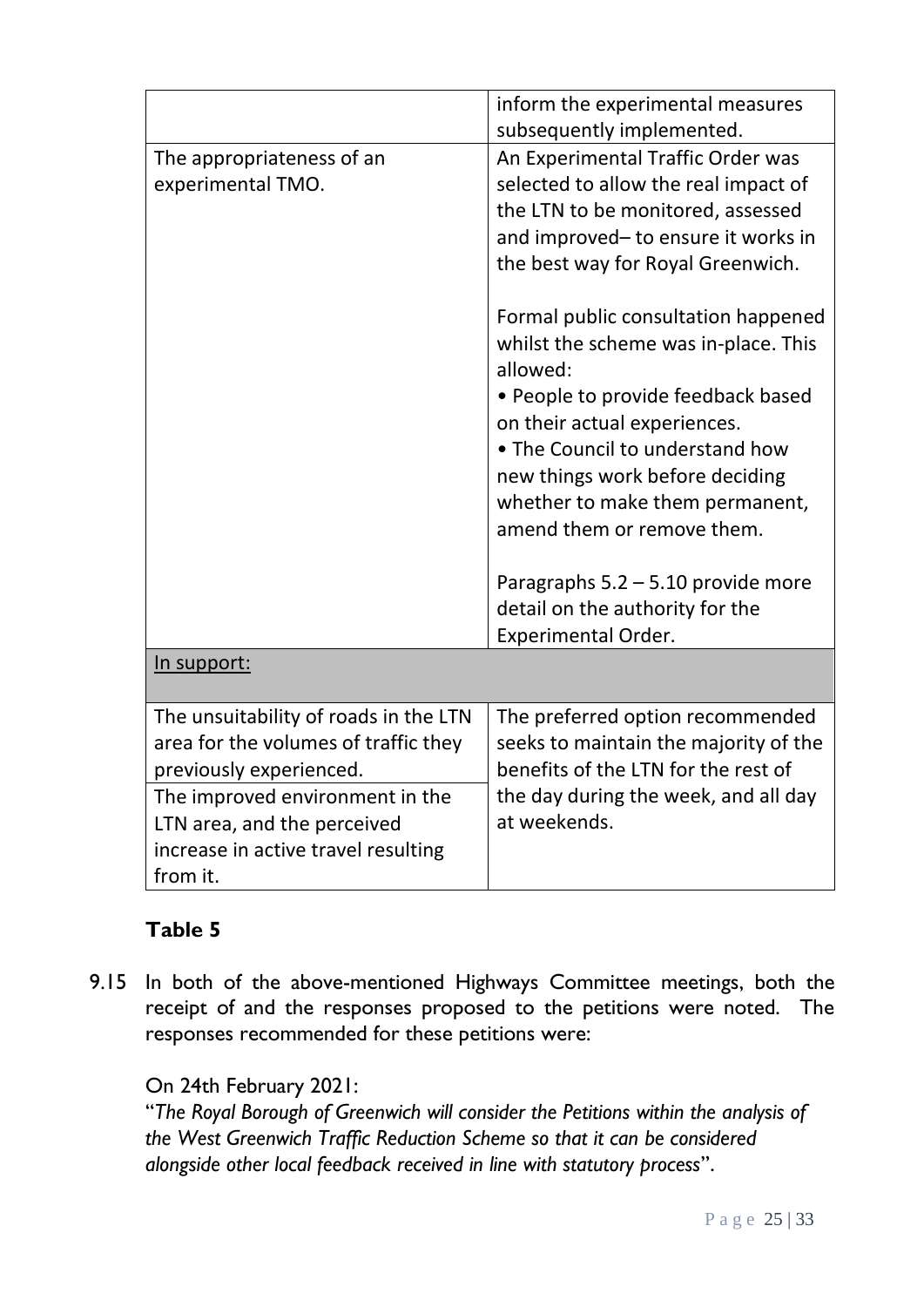| | |
|---|---|
| | inform the experimental measures subsequently implemented. |
| The appropriateness of an experimental TMO. | An Experimental Traffic Order was selected to allow the real impact of the LTN to be monitored, assessed and improved– to ensure it works in the best way for Royal Greenwich.<br><br>Formal public consultation happened whilst the scheme was in-place. This allowed:<br>• People to provide feedback based on their actual experiences.<br>• The Council to understand how new things work before deciding whether to make them permanent, amend them or remove them.<br><br>Paragraphs 5.2 – 5.10 provide more detail on the authority for the Experimental Order. |
| <u>In support:</u> | |
| The unsuitability of roads in the LTN area for the volumes of traffic they previously experienced. | The preferred option recommended seeks to maintain the majority of the benefits of the LTN for the rest of the day during the week, and all day at weekends. |
| The improved environment in the LTN area, and the perceived increase in active travel resulting from it. | |

**Table 5**

9.15 In both of the above-mentioned Highways Committee meetings, both the receipt of and the responses proposed to the petitions were noted. The responses recommended for these petitions were:

On 24th February 2021:
"*The Royal Borough of Greenwich will consider the Petitions within the analysis of the West Greenwich Traffic Reduction Scheme so that it can be considered alongside other local feedback received in line with statutory process*".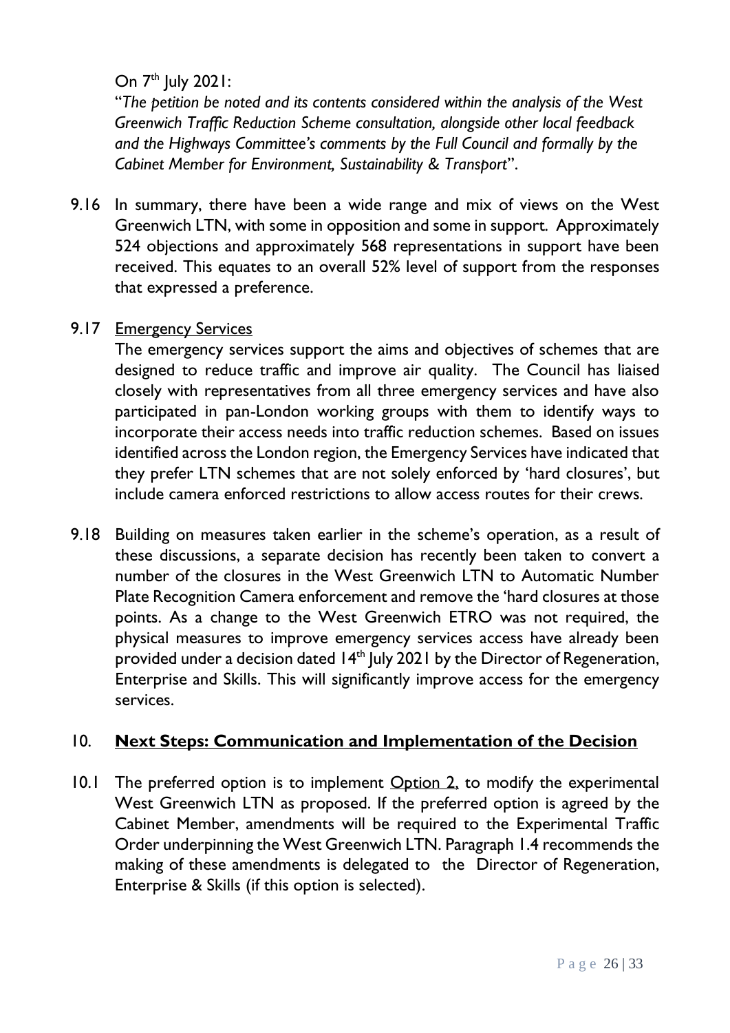On 7th July 2021:

"*The petition be noted and its contents considered within the analysis of the West Greenwich Traffic Reduction Scheme consultation, alongside other local feedback and the Highways Committee's comments by the Full Council and formally by the Cabinet Member for Environment, Sustainability & Transport*".

9.16 In summary, there have been a wide range and mix of views on the West Greenwich LTN, with some in opposition and some in support. Approximately 524 objections and approximately 568 representations in support have been received. This equates to an overall 52% level of support from the responses that expressed a preference.

9.17 Emergency Services

The emergency services support the aims and objectives of schemes that are designed to reduce traffic and improve air quality. The Council has liaised closely with representatives from all three emergency services and have also participated in pan-London working groups with them to identify ways to incorporate their access needs into traffic reduction schemes. Based on issues identified across the London region, the Emergency Services have indicated that they prefer LTN schemes that are not solely enforced by 'hard closures', but include camera enforced restrictions to allow access routes for their crews.

9.18 Building on measures taken earlier in the scheme's operation, as a result of these discussions, a separate decision has recently been taken to convert a number of the closures in the West Greenwich LTN to Automatic Number Plate Recognition Camera enforcement and remove the 'hard closures at those points. As a change to the West Greenwich ETRO was not required, the physical measures to improve emergency services access have already been provided under a decision dated 14th July 2021 by the Director of Regeneration, Enterprise and Skills. This will significantly improve access for the emergency services.

## 10. Next Steps: Communication and Implementation of the Decision

10.1 The preferred option is to implement Option 2, to modify the experimental West Greenwich LTN as proposed. If the preferred option is agreed by the Cabinet Member, amendments will be required to the Experimental Traffic Order underpinning the West Greenwich LTN. Paragraph 1.4 recommends the making of these amendments is delegated to the Director of Regeneration, Enterprise & Skills (if this option is selected).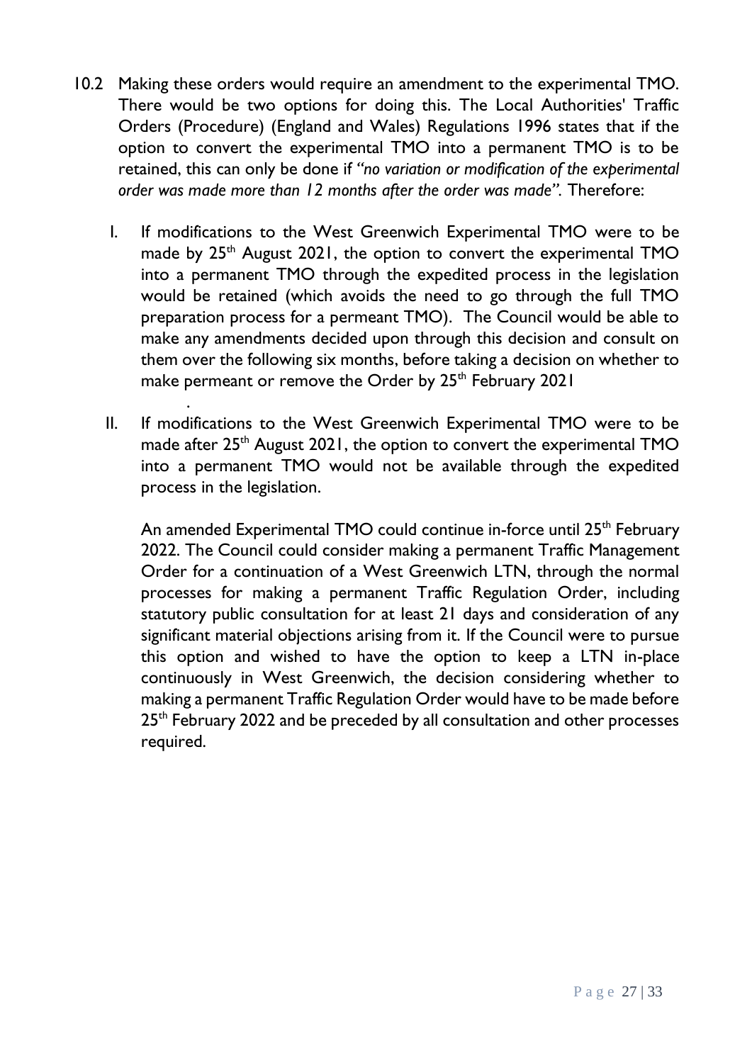10.2 Making these orders would require an amendment to the experimental TMO. There would be two options for doing this. The Local Authorities' Traffic Orders (Procedure) (England and Wales) Regulations 1996 states that if the option to convert the experimental TMO into a permanent TMO is to be retained, this can only be done if *"no variation or modification of the experimental order was made more than 12 months after the order was made".* Therefore:

I. If modifications to the West Greenwich Experimental TMO were to be made by 25th August 2021, the option to convert the experimental TMO into a permanent TMO through the expedited process in the legislation would be retained (which avoids the need to go through the full TMO preparation process for a permeant TMO). The Council would be able to make any amendments decided upon through this decision and consult on them over the following six months, before taking a decision on whether to make permeant or remove the Order by 25th February 2021

.

II. If modifications to the West Greenwich Experimental TMO were to be made after 25th August 2021, the option to convert the experimental TMO into a permanent TMO would not be available through the expedited process in the legislation.

An amended Experimental TMO could continue in-force until 25th February 2022. The Council could consider making a permanent Traffic Management Order for a continuation of a West Greenwich LTN, through the normal processes for making a permanent Traffic Regulation Order, including statutory public consultation for at least 21 days and consideration of any significant material objections arising from it. If the Council were to pursue this option and wished to have the option to keep a LTN in-place continuously in West Greenwich, the decision considering whether to making a permanent Traffic Regulation Order would have to be made before 25th February 2022 and be preceded by all consultation and other processes required.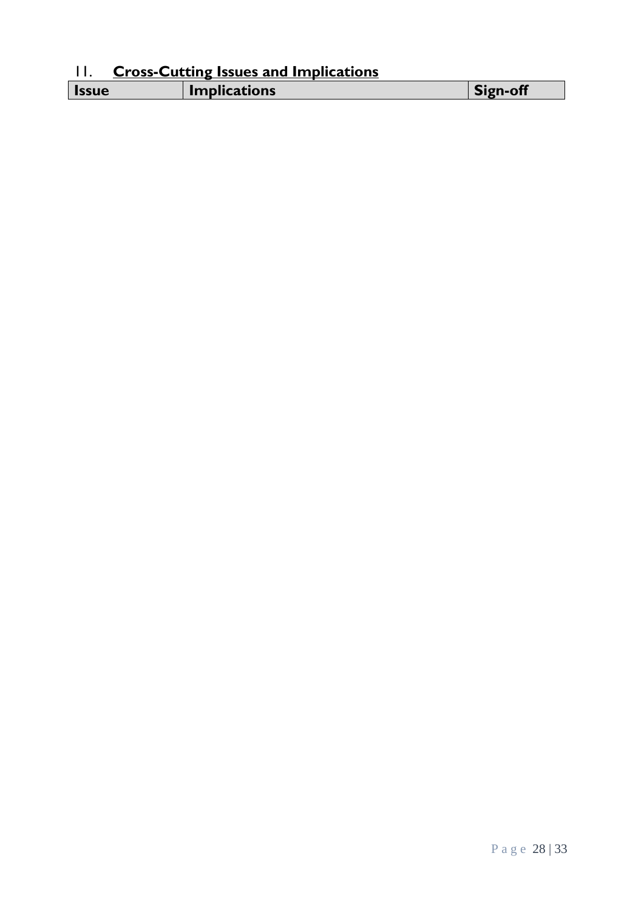## 11. **Cross-Cutting Issues and Implications**

| Issue | Implications | Sign-off |
| --- | --- | --- |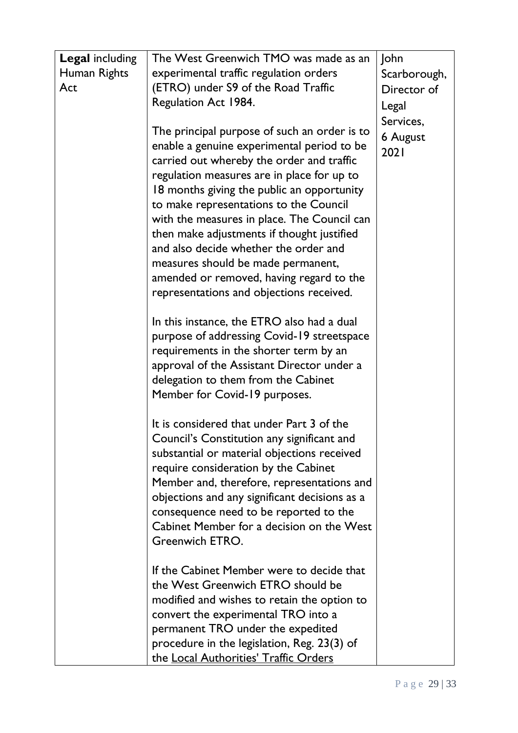| **Legal** including Human Rights Act | The West Greenwich TMO was made as an experimental traffic regulation orders (ETRO) under S9 of the Road Traffic Regulation Act 1984.<br><br>The principal purpose of such an order is to enable a genuine experimental period to be carried out whereby the order and traffic regulation measures are in place for up to 18 months giving the public an opportunity to make representations to the Council with the measures in place. The Council can then make adjustments if thought justified and also decide whether the order and measures should be made permanent, amended or removed, having regard to the representations and objections received.<br><br>In this instance, the ETRO also had a dual purpose of addressing Covid-19 streetspace requirements in the shorter term by an approval of the Assistant Director under a delegation to them from the Cabinet Member for Covid-19 purposes.<br><br>It is considered that under Part 3 of the Council's Constitution any significant and substantial or material objections received require consideration by the Cabinet Member and, therefore, representations and objections and any significant decisions as a consequence need to be reported to the Cabinet Member for a decision on the West Greenwich ETRO.<br><br>If the Cabinet Member were to decide that the West Greenwich ETRO should be modified and wishes to retain the option to convert the experimental TRO into a permanent TRO under the expedited procedure in the legislation, Reg. 23(3) of the Local Authorities' Traffic Orders | John Scarborough, Director of Legal Services, 6 August 2021 |
|---|---|---|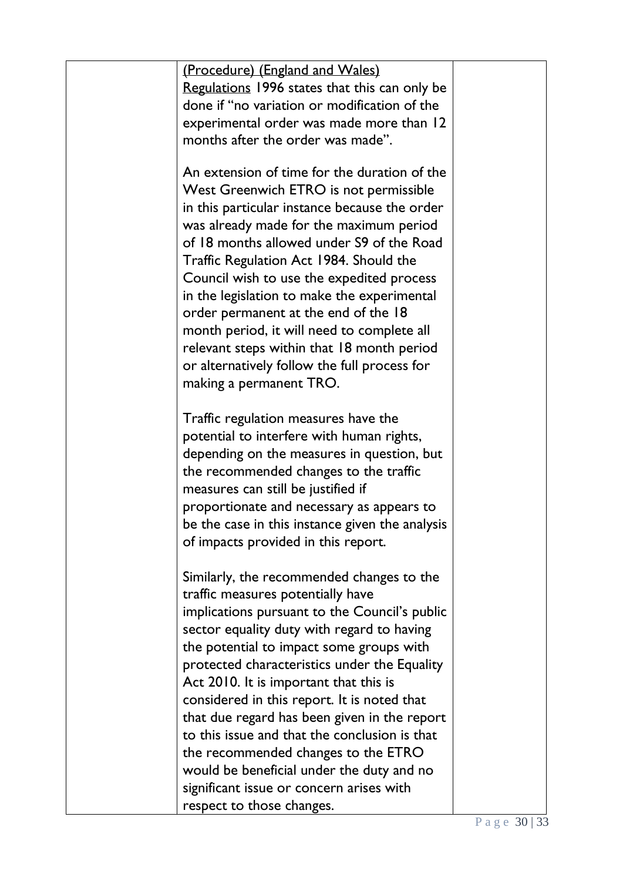| | (Procedure) (England and Wales) Regulations 1996 states that this can only be done if "no variation or modification of the experimental order was made more than 12 months after the order was made".<br><br>An extension of time for the duration of the West Greenwich ETRO is not permissible in this particular instance because the order was already made for the maximum period of 18 months allowed under S9 of the Road Traffic Regulation Act 1984. Should the Council wish to use the expedited process in the legislation to make the experimental order permanent at the end of the 18 month period, it will need to complete all relevant steps within that 18 month period or alternatively follow the full process for making a permanent TRO.<br><br>Traffic regulation measures have the potential to interfere with human rights, depending on the measures in question, but the recommended changes to the traffic measures can still be justified if proportionate and necessary as appears to be the case in this instance given the analysis of impacts provided in this report.<br><br>Similarly, the recommended changes to the traffic measures potentially have implications pursuant to the Council's public sector equality duty with regard to having the potential to impact some groups with protected characteristics under the Equality Act 2010. It is important that this is considered in this report. It is noted that that due regard has been given in the report to this issue and that the conclusion is that the recommended changes to the ETRO would be beneficial under the duty and no significant issue or concern arises with respect to those changes. | |
|---|---|---|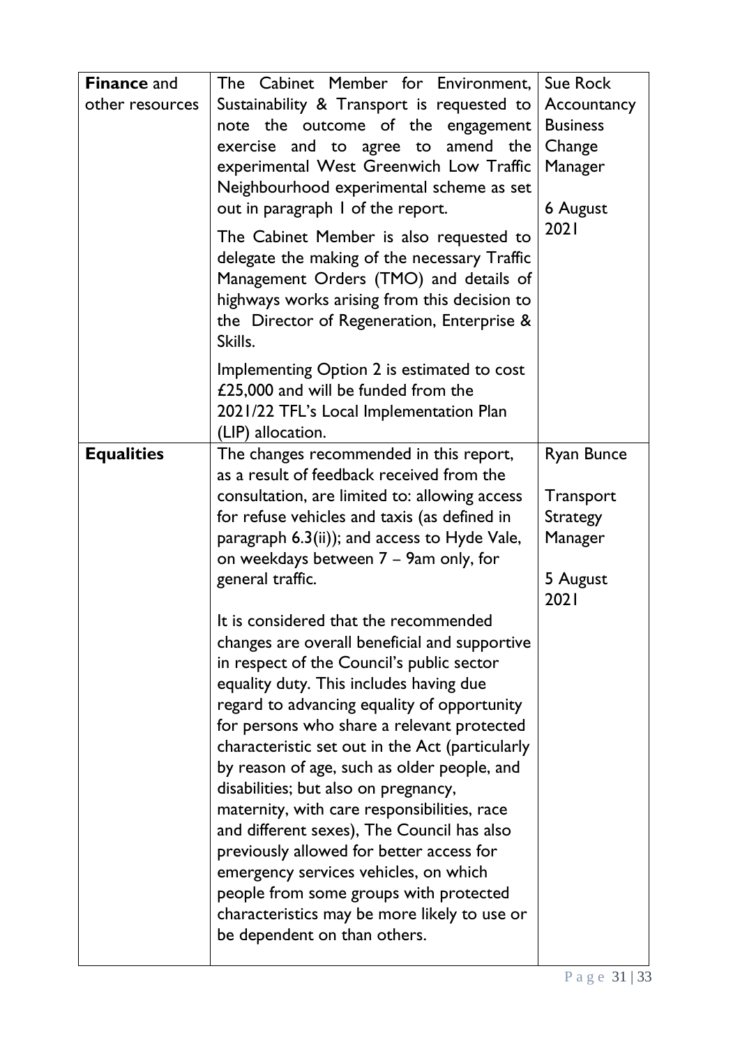| **Finance** and other resources | The Cabinet Member for Environment, Sustainability & Transport is requested to note the outcome of the engagement exercise and to agree to amend the experimental West Greenwich Low Traffic Neighbourhood experimental scheme as set out in paragraph 1 of the report.<br><br>The Cabinet Member is also requested to delegate the making of the necessary Traffic Management Orders (TMO) and details of highways works arising from this decision to the Director of Regeneration, Enterprise & Skills.<br><br>Implementing Option 2 is estimated to cost £25,000 and will be funded from the 2021/22 TFL's Local Implementation Plan (LIP) allocation. | Sue Rock Accountancy Business Change Manager<br><br>6 August 2021 |
|---|---|---|
| **Equalities** | The changes recommended in this report, as a result of feedback received from the consultation, are limited to: allowing access for refuse vehicles and taxis (as defined in paragraph 6.3(ii)); and access to Hyde Vale, on weekdays between 7 – 9am only, for general traffic.<br><br>It is considered that the recommended changes are overall beneficial and supportive in respect of the Council's public sector equality duty. This includes having due regard to advancing equality of opportunity for persons who share a relevant protected characteristic set out in the Act (particularly by reason of age, such as older people, and disabilities; but also on pregnancy, maternity, with care responsibilities, race and different sexes), The Council has also previously allowed for better access for emergency services vehicles, on which people from some groups with protected characteristics may be more likely to use or be dependent on than others. | Ryan Bunce<br><br>Transport Strategy Manager<br><br>5 August 2021 |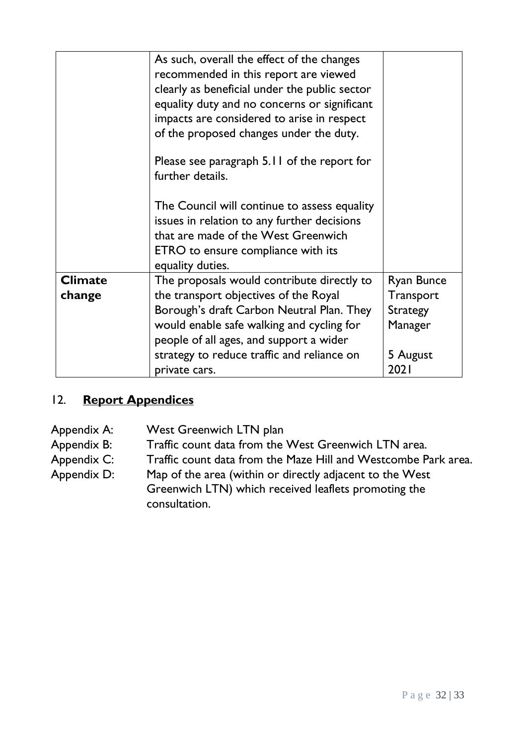| | | |
|---|---|---|
| | As such, overall the effect of the changes recommended in this report are viewed clearly as beneficial under the public sector equality duty and no concerns or significant impacts are considered to arise in respect of the proposed changes under the duty.<br><br>Please see paragraph 5.11 of the report for further details.<br><br>The Council will continue to assess equality issues in relation to any further decisions that are made of the West Greenwich ETRO to ensure compliance with its equality duties. | |
| **Climate change** | The proposals would contribute directly to the transport objectives of the Royal Borough's draft Carbon Neutral Plan. They would enable safe walking and cycling for people of all ages, and support a wider strategy to reduce traffic and reliance on private cars. | Ryan Bunce Transport Strategy Manager<br><br>5 August 2021 |

## 12. **Report Appendices**

Appendix A: West Greenwich LTN plan
Appendix B: Traffic count data from the West Greenwich LTN area.
Appendix C: Traffic count data from the Maze Hill and Westcombe Park area.
Appendix D: Map of the area (within or directly adjacent to the West Greenwich LTN) which received leaflets promoting the consultation.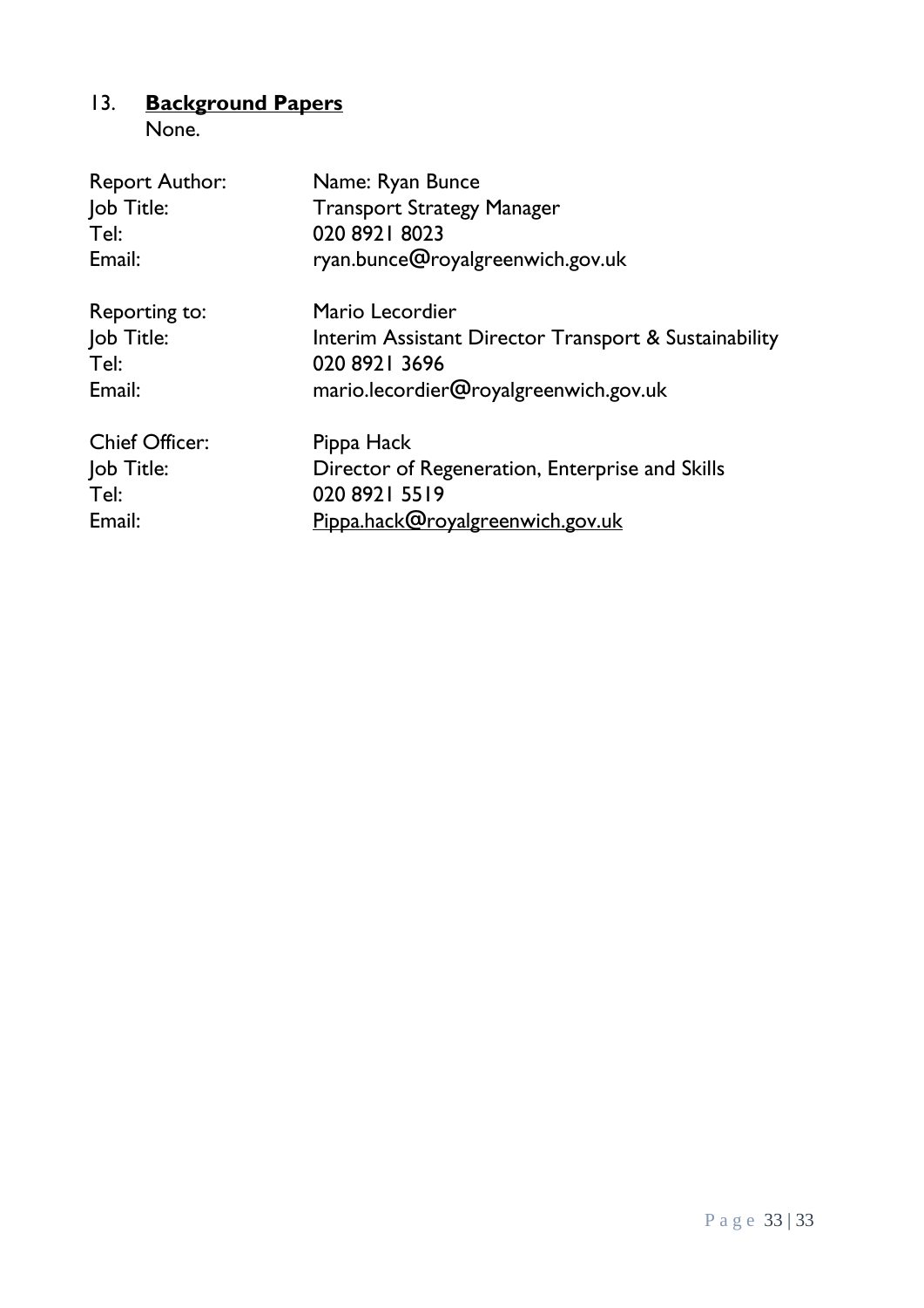## 13. **Background Papers**

None.

| | |
|---|---|
| Report Author: | Name: Ryan Bunce |
| Job Title: | Transport Strategy Manager |
| Tel: | 020 8921 8023 |
| Email: | ryan.bunce@royalgreenwich.gov.uk |
| | |
| Reporting to: | Mario Lecordier |
| Job Title: | Interim Assistant Director Transport & Sustainability |
| Tel: | 020 8921 3696 |
| Email: | mario.lecordier@royalgreenwich.gov.uk |
| | |
| Chief Officer: | Pippa Hack |
| Job Title: | Director of Regeneration, Enterprise and Skills |
| Tel: | 020 8921 5519 |
| Email: | Pippa.hack@royalgreenwich.gov.uk |